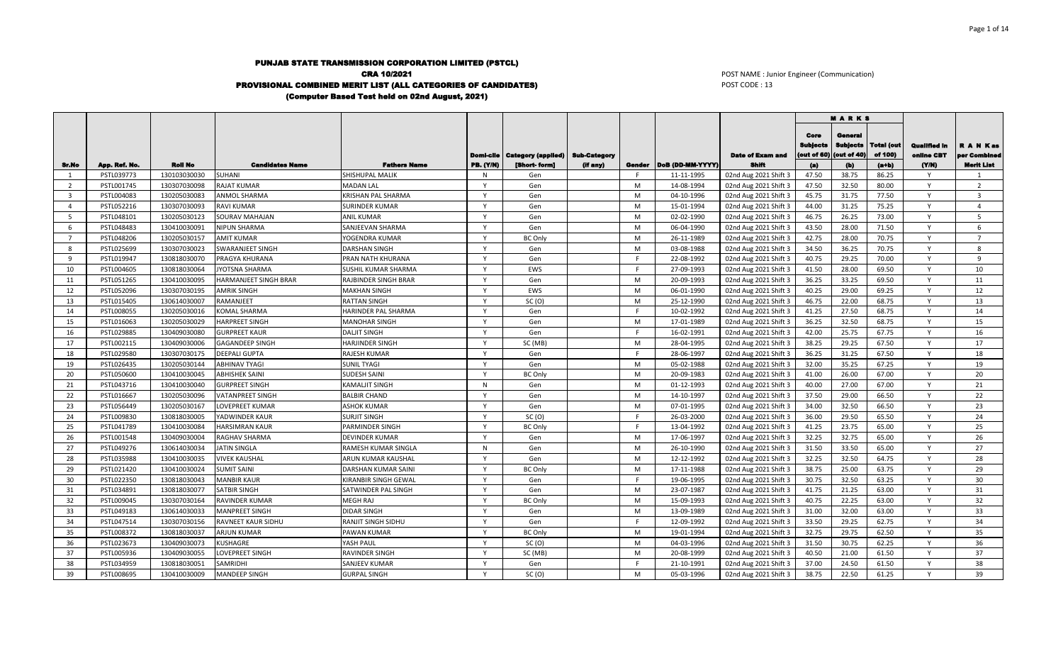# PUNJAB STATE TRANSMISSION CORPORATION LIMITED (PSTCL)

## CRA 10/2021

## PROVISIONAL COMBINED MERIT LIST (ALL CATEGORIES OF CANDIDATES)

### (Computer Based Test held on 02nd August, 2021)

POST NAME : Junior Engineer (Communication)
POST CODE : 13

| Sr.No | App. Ref. No. | Roll No | Candidates Name | Fathers Name | Domi-cile PB. (Y/N) | Category (applied) [Short- form] | Sub-Category (if any) | Gender | DoB (DD-MM-YYYY) | Date of Exam and Shift | MARKS Core Subjects (out of 60) (a) | General Subjects (out of 40) (b) | Total (out of 100) (a+b) | Qualified in online CBT (Y/N) | R A N K as per Combined Merit List |
|---|---|---|---|---|---|---|---|---|---|---|---|---|---|---|---|
| 1 | PSTL039773 | 130103030030 | SUHANI | SHISHUPAL MALIK | N | Gen | | F | 11-11-1995 | 02nd Aug 2021 Shift 3 | 47.50 | 38.75 | 86.25 | Y | 1 |
| 2 | PSTL001745 | 130307030098 | RAJAT KUMAR | MADAN LAL | Y | Gen | | M | 14-08-1994 | 02nd Aug 2021 Shift 3 | 47.50 | 32.50 | 80.00 | Y | 2 |
| 3 | PSTL004083 | 130205030083 | ANMOL SHARMA | KRISHAN PAL SHARMA | Y | Gen | | M | 04-10-1996 | 02nd Aug 2021 Shift 3 | 45.75 | 31.75 | 77.50 | Y | 3 |
| 4 | PSTL052216 | 130307030093 | RAVI KUMAR | SURINDER KUMAR | Y | Gen | | M | 15-01-1994 | 02nd Aug 2021 Shift 3 | 44.00 | 31.25 | 75.25 | Y | 4 |
| 5 | PSTL048101 | 130205030123 | SOURAV MAHAJAN | ANIL KUMAR | Y | Gen | | M | 02-02-1990 | 02nd Aug 2021 Shift 3 | 46.75 | 26.25 | 73.00 | Y | 5 |
| 6 | PSTL048483 | 130410030091 | NIPUN SHARMA | SANJEEVAN SHARMA | Y | Gen | | M | 06-04-1990 | 02nd Aug 2021 Shift 3 | 43.50 | 28.00 | 71.50 | Y | 6 |
| 7 | PSTL048206 | 130205030157 | AMIT KUMAR | YOGENDRA KUMAR | Y | BC Only | | M | 26-11-1989 | 02nd Aug 2021 Shift 3 | 42.75 | 28.00 | 70.75 | Y | 7 |
| 8 | PSTL025699 | 130307030023 | SWARANJEET SINGH | DARSHAN SINGH | Y | Gen | | M | 03-08-1988 | 02nd Aug 2021 Shift 3 | 34.50 | 36.25 | 70.75 | Y | 8 |
| 9 | PSTL019947 | 130818030070 | PRAGYA KHURANA | PRAN NATH KHURANA | Y | Gen | | F | 22-08-1992 | 02nd Aug 2021 Shift 3 | 40.75 | 29.25 | 70.00 | Y | 9 |
| 10 | PSTL004605 | 130818030064 | JYOTSNA SHARMA | SUSHIL KUMAR SHARMA | Y | EWS | | F | 27-09-1993 | 02nd Aug 2021 Shift 3 | 41.50 | 28.00 | 69.50 | Y | 10 |
| 11 | PSTL051265 | 130410030095 | HARMANJEET SINGH BRAR | RAJBINDER SINGH BRAR | Y | Gen | | M | 20-09-1993 | 02nd Aug 2021 Shift 3 | 36.25 | 33.25 | 69.50 | Y | 11 |
| 12 | PSTL052096 | 130307030195 | AMRIK SINGH | MAKHAN SINGH | Y | EWS | | M | 06-01-1990 | 02nd Aug 2021 Shift 3 | 40.25 | 29.00 | 69.25 | Y | 12 |
| 13 | PSTL015405 | 130614030007 | RAMANJEET | RATTAN SINGH | Y | SC (O) | | M | 25-12-1990 | 02nd Aug 2021 Shift 3 | 46.75 | 22.00 | 68.75 | Y | 13 |
| 14 | PSTL008055 | 130205030016 | KOMAL SHARMA | HARINDER PAL SHARMA | Y | Gen | | F | 10-02-1992 | 02nd Aug 2021 Shift 3 | 41.25 | 27.50 | 68.75 | Y | 14 |
| 15 | PSTL016063 | 130205030029 | HARPREET SINGH | MANOHAR SINGH | Y | Gen | | M | 17-01-1989 | 02nd Aug 2021 Shift 3 | 36.25 | 32.50 | 68.75 | Y | 15 |
| 16 | PSTL029885 | 130409030080 | GURPREET KAUR | DALJIT SINGH | Y | Gen | | F | 16-02-1991 | 02nd Aug 2021 Shift 3 | 42.00 | 25.75 | 67.75 | Y | 16 |
| 17 | PSTL002115 | 130409030006 | GAGANDEEP SINGH | HARJINDER SINGH | Y | SC (MB) | | M | 28-04-1995 | 02nd Aug 2021 Shift 3 | 38.25 | 29.25 | 67.50 | Y | 17 |
| 18 | PSTL029580 | 130307030175 | DEEPALI GUPTA | RAJESH KUMAR | Y | Gen | | F | 28-06-1997 | 02nd Aug 2021 Shift 3 | 36.25 | 31.25 | 67.50 | Y | 18 |
| 19 | PSTL026435 | 130205030144 | ABHINAV TYAGI | SUNIL TYAGI | Y | Gen | | M | 05-02-1988 | 02nd Aug 2021 Shift 3 | 32.00 | 35.25 | 67.25 | Y | 19 |
| 20 | PSTL050600 | 130410030045 | ABHISHEK SAINI | SUDESH SAINI | Y | BC Only | | M | 20-09-1983 | 02nd Aug 2021 Shift 3 | 41.00 | 26.00 | 67.00 | Y | 20 |
| 21 | PSTL043716 | 130410030040 | GURPREET SINGH | KAMALJIT SINGH | N | Gen | | M | 01-12-1993 | 02nd Aug 2021 Shift 3 | 40.00 | 27.00 | 67.00 | Y | 21 |
| 22 | PSTL016667 | 130205030096 | VATANPREET SINGH | BALBIR CHAND | Y | Gen | | M | 14-10-1997 | 02nd Aug 2021 Shift 3 | 37.50 | 29.00 | 66.50 | Y | 22 |
| 23 | PSTL056449 | 130205030167 | LOVEPREET KUMAR | ASHOK KUMAR | Y | Gen | | M | 07-01-1995 | 02nd Aug 2021 Shift 3 | 34.00 | 32.50 | 66.50 | Y | 23 |
| 24 | PSTL009830 | 130818030005 | YADWINDER KAUR | SURJIT SINGH | Y | SC (O) | | F | 26-03-2000 | 02nd Aug 2021 Shift 3 | 36.00 | 29.50 | 65.50 | Y | 24 |
| 25 | PSTL041789 | 130410030084 | HARSIMRAN KAUR | PARMINDER SINGH | Y | BC Only | | F | 13-04-1992 | 02nd Aug 2021 Shift 3 | 41.25 | 23.75 | 65.00 | Y | 25 |
| 26 | PSTL001548 | 130409030004 | RAGHAV SHARMA | DEVINDER KUMAR | Y | Gen | | M | 17-06-1997 | 02nd Aug 2021 Shift 3 | 32.25 | 32.75 | 65.00 | Y | 26 |
| 27 | PSTL049276 | 130614030034 | JATIN SINGLA | RAMESH KUMAR SINGLA | N | Gen | | M | 26-10-1990 | 02nd Aug 2021 Shift 3 | 31.50 | 33.50 | 65.00 | Y | 27 |
| 28 | PSTL035988 | 130410030035 | VIVEK KAUSHAL | ARUN KUMAR KAUSHAL | Y | Gen | | M | 12-12-1992 | 02nd Aug 2021 Shift 3 | 32.25 | 32.50 | 64.75 | Y | 28 |
| 29 | PSTL021420 | 130410030024 | SUMIT SAINI | DARSHAN KUMAR SAINI | Y | BC Only | | M | 17-11-1988 | 02nd Aug 2021 Shift 3 | 38.75 | 25.00 | 63.75 | Y | 29 |
| 30 | PSTL022350 | 130818030043 | MANBIR KAUR | KIRANBIR SINGH GEWAL | Y | Gen | | F | 19-06-1995 | 02nd Aug 2021 Shift 3 | 30.75 | 32.50 | 63.25 | Y | 30 |
| 31 | PSTL034891 | 130818030077 | SATBIR SINGH | SATWINDER PAL SINGH | Y | Gen | | M | 23-07-1987 | 02nd Aug 2021 Shift 3 | 41.75 | 21.25 | 63.00 | Y | 31 |
| 32 | PSTL009045 | 130307030164 | RAVINDER KUMAR | MEGH RAJ | Y | BC Only | | M | 15-09-1993 | 02nd Aug 2021 Shift 3 | 40.75 | 22.25 | 63.00 | Y | 32 |
| 33 | PSTL049183 | 130614030033 | MANPREET SINGH | DIDAR SINGH | Y | Gen | | M | 13-09-1989 | 02nd Aug 2021 Shift 3 | 31.00 | 32.00 | 63.00 | Y | 33 |
| 34 | PSTL047514 | 130307030156 | RAVNEET KAUR SIDHU | RANJIT SINGH SIDHU | Y | Gen | | F | 12-09-1992 | 02nd Aug 2021 Shift 3 | 33.50 | 29.25 | 62.75 | Y | 34 |
| 35 | PSTL008372 | 130818030037 | ARJUN KUMAR | PAWAN KUMAR | Y | BC Only | | M | 19-01-1994 | 02nd Aug 2021 Shift 3 | 32.75 | 29.75 | 62.50 | Y | 35 |
| 36 | PSTL023673 | 130409030073 | KUSHAGRE | YASH PAUL | Y | SC (O) | | M | 04-03-1996 | 02nd Aug 2021 Shift 3 | 31.50 | 30.75 | 62.25 | Y | 36 |
| 37 | PSTL005936 | 130409030055 | LOVEPREET SINGH | RAVINDER SINGH | Y | SC (MB) | | M | 20-08-1999 | 02nd Aug 2021 Shift 3 | 40.50 | 21.00 | 61.50 | Y | 37 |
| 38 | PSTL034959 | 130818030051 | SAMRIDHI | SANJEEV KUMAR | Y | Gen | | F | 21-10-1991 | 02nd Aug 2021 Shift 3 | 37.00 | 24.50 | 61.50 | Y | 38 |
| 39 | PSTL008695 | 130410030009 | MANDEEP SINGH | GURPAL SINGH | Y | SC (O) | | M | 05-03-1996 | 02nd Aug 2021 Shift 3 | 38.75 | 22.50 | 61.25 | Y | 39 |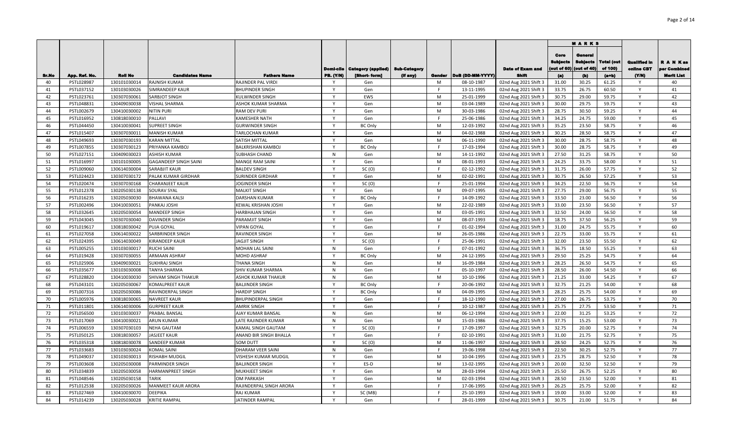| Sr.No | App. Ref. No. | Roll No | Candidates Name | Fathers Name | Domi-cile PB. (Y/N) | Category (applied) [Short- form] | Sub-Category (if any) | Gender | DoB (DD-MM-YYYY) | Date of Exam and Shift | MARKS | | | Qualified in online CBT (Y/N) | R A N K as per Combined Merit List |
|---|---|---|---|---|---|---|---|---|---|---|---|---|---|---|---|
| | | | | | | | | | | | Core Subjects (out of 60) (a) | General Subjects (out of 40) (b) | Total (out of 100) (a+b) | | |
| 40 | PSTL028987 | 130101030014 | RAJNISH KUMAR | RAJINDER PAL VIRDI | Y | Gen | | M | 08-10-1987 | 02nd Aug 2021 Shift 3 | 31.00 | 30.25 | 61.25 | Y | 40 |
| 41 | PSTL037152 | 130103030026 | SIMRANDEEP KAUR | BHUPINDER SINGH | Y | Gen | | F | 13-11-1995 | 02nd Aug 2021 Shift 3 | 33.75 | 26.75 | 60.50 | Y | 41 |
| 42 | PSTL023761 | 130307030061 | SARBJOT SINGH | KULWINDER SINGH | Y | EWS | | M | 25-01-1999 | 02nd Aug 2021 Shift 3 | 30.75 | 29.00 | 59.75 | Y | 42 |
| 43 | PSTL048831 | 130409030038 | VISHAL SHARMA | ASHOK KUMAR SHARMA | Y | Gen | | M | 03-04-1989 | 02nd Aug 2021 Shift 3 | 30.00 | 29.75 | 59.75 | Y | 43 |
| 44 | PSTL002679 | 130410030002 | NITIN PURI | RAM DEV PURI | Y | Gen | | M | 30-03-1986 | 02nd Aug 2021 Shift 3 | 28.75 | 30.50 | 59.25 | Y | 44 |
| 45 | PSTL016952 | 130818030010 | PALLAVI | KAMESHER NATH | Y | Gen | | F | 25-06-1986 | 02nd Aug 2021 Shift 3 | 34.25 | 24.75 | 59.00 | Y | 45 |
| 46 | PSTL044450 | 130410030041 | SUPREET SINGH | GURWINDER SINGH | Y | BC Only | | M | 12-03-1992 | 02nd Aug 2021 Shift 3 | 35.25 | 23.50 | 58.75 | Y | 46 |
| 47 | PSTL015407 | 130307030011 | MANISH KUMAR | TARLOCHAN KUMAR | Y | Gen | | M | 04-02-1988 | 02nd Aug 2021 Shift 3 | 30.25 | 28.50 | 58.75 | Y | 47 |
| 48 | PSTL049693 | 130307030193 | KARAN MITTAL | SATISH MITTAL | Y | Gen | | M | 06-11-1990 | 02nd Aug 2021 Shift 3 | 30.00 | 28.75 | 58.75 | Y | 48 |
| 49 | PSTL007855 | 130307030123 | PRIYANKA KAMBOJ | BALKRISHAN KAMBOJ | Y | BC Only | | F | 17-03-1994 | 02nd Aug 2021 Shift 3 | 30.00 | 28.75 | 58.75 | Y | 49 |
| 50 | PSTL027151 | 130409030023 | ASHISH KUMAR | SUBHASH CHAND | N | Gen | | M | 14-11-1992 | 02nd Aug 2021 Shift 3 | 27.50 | 31.25 | 58.75 | Y | 50 |
| 51 | PSTL016997 | 130101030005 | GAGANDEEP SINGH SAINI | MANGE RAM SAINI | Y | Gen | | M | 08-01-1993 | 02nd Aug 2021 Shift 3 | 24.25 | 33.75 | 58.00 | Y | 51 |
| 52 | PSTL009060 | 130614030004 | SARABJIT KAUR | BALDEV SINGH | Y | SC (O) | | F | 02-12-1992 | 02nd Aug 2021 Shift 3 | 31.75 | 26.00 | 57.75 | Y | 52 |
| 53 | PSTL024423 | 130307030172 | PALAK KUMAR GIRDHAR | SURINDER GIRDHAR | Y | Gen | | M | 02-02-1991 | 02nd Aug 2021 Shift 3 | 30.75 | 26.50 | 57.25 | Y | 53 |
| 54 | PSTL020474 | 130307030168 | CHARANJEET KAUR | JOGINDER SINGH | Y | SC (O) | | F | 25-01-1994 | 02nd Aug 2021 Shift 3 | 34.25 | 22.50 | 56.75 | Y | 54 |
| 55 | PSTL012378 | 130205030138 | SOURAV SYAL | MALKIT SINGH | Y | Gen | | M | 09-07-1995 | 02nd Aug 2021 Shift 3 | 27.75 | 29.00 | 56.75 | Y | 55 |
| 56 | PSTL016235 | 130205030030 | BHAWANA KALSI | DARSHAN KUMAR | Y | BC Only | | F | 14-09-1992 | 02nd Aug 2021 Shift 3 | 33.50 | 23.00 | 56.50 | Y | 56 |
| 57 | PSTL002496 | 130410030051 | PANKAJ JOSHI | KEWAL KRISHAN JOSHI | Y | Gen | | M | 22-02-1989 | 02nd Aug 2021 Shift 3 | 33.00 | 23.50 | 56.50 | Y | 57 |
| 58 | PSTL032645 | 130205030054 | MANDEEP SINGH | HARBHAJAN SINGH | Y | Gen | | M | 03-05-1991 | 02nd Aug 2021 Shift 3 | 32.50 | 24.00 | 56.50 | Y | 58 |
| 59 | PSTL043045 | 130307030040 | DAVINDER SINGH | PARAMJIT SINGH | Y | Gen | | M | 08-07-1993 | 02nd Aug 2021 Shift 3 | 18.75 | 37.50 | 56.25 | Y | 59 |
| 60 | PSTL019617 | 130818030042 | PUJA GOYAL | VIPAN GOYAL | Y | Gen | | F | 01-02-1994 | 02nd Aug 2021 Shift 3 | 31.00 | 24.75 | 55.75 | Y | 60 |
| 61 | PSTL027058 | 130614030022 | SARBRINDER SINGH | RAVINDER SINGH | Y | Gen | | M | 26-05-1986 | 02nd Aug 2021 Shift 3 | 22.75 | 33.00 | 55.75 | Y | 61 |
| 62 | PSTL024395 | 130614030049 | KIRANDEEP KAUR | JAGJIT SINGH | Y | SC (O) | | F | 25-06-1991 | 02nd Aug 2021 Shift 3 | 32.00 | 23.50 | 55.50 | Y | 62 |
| 63 | PSTL005255 | 130103030017 | RUCHI SAINI | MOHAN LAL SAINI | N | Gen | | F | 07-01-1992 | 02nd Aug 2021 Shift 3 | 36.75 | 18.50 | 55.25 | Y | 63 |
| 64 | PSTL019428 | 130307030055 | ARMAAN ASHRAF | MOHD ASHRAF | Y | BC Only | | M | 24-12-1995 | 02nd Aug 2021 Shift 3 | 29.50 | 25.25 | 54.75 | Y | 64 |
| 65 | PSTL025906 | 130409030021 | SUKHRAJ SINGH | THANA SINGH | N | Gen | | M | 16-09-1984 | 02nd Aug 2021 Shift 3 | 28.25 | 26.50 | 54.75 | Y | 65 |
| 66 | PSTL035677 | 130103030008 | TANYA SHARMA | SHIV KUMAR SHARMA | N | Gen | | F | 05-10-1997 | 02nd Aug 2021 Shift 3 | 28.50 | 26.00 | 54.50 | Y | 66 |
| 67 | PSTL028820 | 130410030030 | SHIVAM SINGH THAKUR | ASHOK KUMAR THAKUR | N | Gen | | M | 10-10-1996 | 02nd Aug 2021 Shift 3 | 21.25 | 33.00 | 54.25 | Y | 67 |
| 68 | PSTL043101 | 130205030067 | KOMALPREET KAUR | BALJINDER SINGH | Y | BC Only | | F | 20-06-1992 | 02nd Aug 2021 Shift 3 | 32.75 | 21.25 | 54.00 | Y | 68 |
| 69 | PSTL007316 | 130205030086 | RAVINDERPAL SINGH | HARDIP SINGH | Y | BC Only | | M | 04-09-1995 | 02nd Aug 2021 Shift 3 | 28.25 | 25.75 | 54.00 | Y | 69 |
| 70 | PSTL005976 | 130818030065 | NAVREET KAUR | BHUPINDERPAL SINGH | Y | Gen | | F | 18-12-1990 | 02nd Aug 2021 Shift 3 | 27.00 | 26.75 | 53.75 | Y | 70 |
| 71 | PSTL011801 | 130614030006 | GURPREET KAUR | AMRIK SINGH | Y | Gen | | F | 10-12-1987 | 02nd Aug 2021 Shift 3 | 25.75 | 27.75 | 53.50 | Y | 71 |
| 72 | PSTL056500 | 130103030037 | PRABAL BANSAL | AJAY KUMAR BANSAL | N | Gen | | M | 06-12-1994 | 02nd Aug 2021 Shift 3 | 22.00 | 31.25 | 53.25 | Y | 72 |
| 73 | PSTL017069 | 130410030021 | ARUN KUMAR | LATE RAJINDER KUMAR | N | Gen | | M | 15-03-1986 | 02nd Aug 2021 Shift 3 | 37.75 | 15.25 | 53.00 | Y | 73 |
| 74 | PSTL006559 | 130307030103 | NEHA GAUTAM | KAMAL SINGH GAUTAM | Y | SC (O) | | F | 17-09-1997 | 02nd Aug 2021 Shift 3 | 32.75 | 20.00 | 52.75 | Y | 74 |
| 75 | PSTL050125 | 130818030057 | JASJEET KAUR | ANAND BIR SINGH BHALLA | Y | Gen | | F | 02-10-1991 | 02nd Aug 2021 Shift 3 | 31.00 | 21.75 | 52.75 | Y | 75 |
| 76 | PSTL035318 | 130818030078 | SANDEEP KUMAR | SOM DUTT | Y | SC (O) | | M | 11-06-1997 | 02nd Aug 2021 Shift 3 | 28.50 | 24.25 | 52.75 | Y | 76 |
| 77 | PSTL033683 | 130103030024 | KOMAL SAINI | DHARAM VEER SAINI | N | Gen | | F | 19-06-1998 | 02nd Aug 2021 Shift 3 | 22.50 | 30.25 | 52.75 | Y | 77 |
| 78 | PSTL049037 | 130103030013 | RISHABH MUDGIL | VISHESH KUMAR MUDGIL | Y | Gen | | M | 10-04-1995 | 02nd Aug 2021 Shift 3 | 23.75 | 28.75 | 52.50 | Y | 78 |
| 79 | PSTL003608 | 130205030008 | PARMINDER SINGH | BALJINDER SINGH | Y | ES-D | | M | 13-02-1995 | 02nd Aug 2021 Shift 3 | 20.00 | 32.50 | 52.50 | Y | 79 |
| 80 | PSTL034839 | 130205030058 | HARMANPREET SINGH | MUKHJEET SINGH | Y | Gen | | M | 28-03-1994 | 02nd Aug 2021 Shift 3 | 25.50 | 26.75 | 52.25 | Y | 80 |
| 81 | PSTL048546 | 130205030158 | TARIK | OM PARKASH | Y | Gen | | M | 02-03-1994 | 02nd Aug 2021 Shift 3 | 28.50 | 23.50 | 52.00 | Y | 81 |
| 82 | PSTL012538 | 130205030026 | MANMEET KAUR ARORA | RAJINDERPAL SINGH ARORA | Y | Gen | | F | 17-06-1995 | 02nd Aug 2021 Shift 3 | 26.25 | 25.75 | 52.00 | Y | 82 |
| 83 | PSTL027469 | 130410030070 | DEEPIKA | RAJ KUMAR | Y | SC (MB) | | F | 25-10-1993 | 02nd Aug 2021 Shift 3 | 19.00 | 33.00 | 52.00 | Y | 83 |
| 84 | PSTL014239 | 130205030028 | KRITIE RAMPAL | JATINDER RAMPAL | Y | Gen | | F | 28-01-1999 | 02nd Aug 2021 Shift 3 | 30.75 | 21.00 | 51.75 | Y | 84 |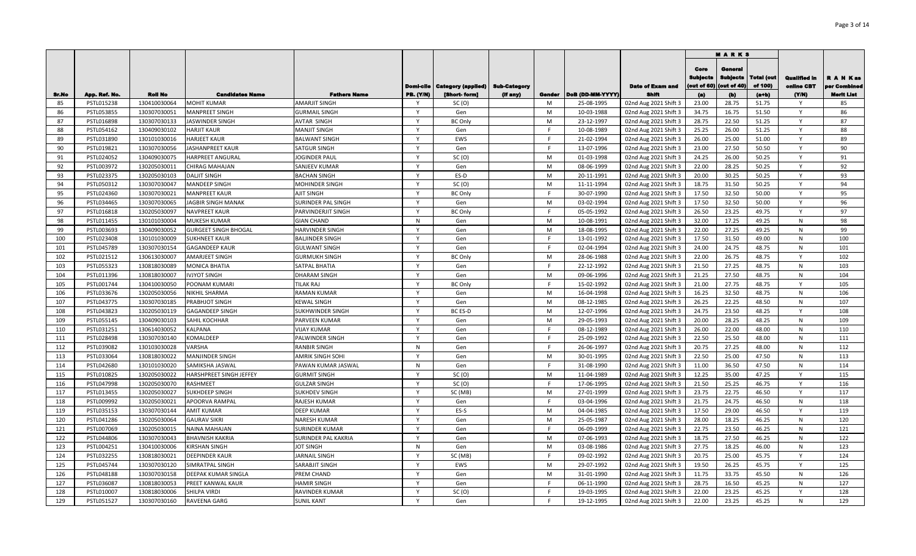| Sr.No | App. Ref. No. | Roll No | Candidates Name | Fathers Name | Domi-cile PB. (Y/N) | Category (applied) [Short- form] | Sub-Category (if any) | Gender | DoB (DD-MM-YYYY) | Date of Exam and Shift | MARKS | | | Qualified in online CBT (Y/N) | R A N K as per Combined Merit List |
|---|---|---|---|---|---|---|---|---|---|---|---|---|---|---|---|
| | | | | | | | | | | | Core Subjects (out of 60) (a) | General Subjects (out of 40) (b) | Total (out of 100) (a+b) | | |
| 85 | PSTL015238 | 130410030064 | MOHIT KUMAR | AMARJIT SINGH | Y | SC (O) | | M | 25-08-1995 | 02nd Aug 2021 Shift 3 | 23.00 | 28.75 | 51.75 | Y | 85 |
| 86 | PSTL053855 | 130307030051 | MANPREET SINGH | GURMAIL SINGH | Y | Gen | | M | 10-03-1988 | 02nd Aug 2021 Shift 3 | 34.75 | 16.75 | 51.50 | Y | 86 |
| 87 | PSTL016898 | 130307030133 | JASWINDER SINGH | AVTAR SINGH | Y | BC Only | | M | 23-12-1997 | 02nd Aug 2021 Shift 3 | 28.75 | 22.50 | 51.25 | Y | 87 |
| 88 | PSTL054162 | 130409030102 | HARJIT KAUR | MANJIT SINGH | Y | Gen | | F | 10-08-1989 | 02nd Aug 2021 Shift 3 | 25.25 | 26.00 | 51.25 | Y | 88 |
| 89 | PSTL031890 | 130101030016 | HARJEET KAUR | BALWANT SINGH | Y | EWS | | F | 21-02-1994 | 02nd Aug 2021 Shift 3 | 26.00 | 25.00 | 51.00 | Y | 89 |
| 90 | PSTL019821 | 130307030056 | JASHANPREET KAUR | SATGUR SINGH | Y | Gen | | F | 13-07-1996 | 02nd Aug 2021 Shift 3 | 23.00 | 27.50 | 50.50 | Y | 90 |
| 91 | PSTL024052 | 130409030075 | HARPREET ANGURAL | JOGINDER PAUL | Y | SC (O) | | M | 01-03-1998 | 02nd Aug 2021 Shift 3 | 24.25 | 26.00 | 50.25 | Y | 91 |
| 92 | PSTL003972 | 130205030011 | CHIRAG MAHAJAN | SANJEEV KUMAR | Y | Gen | | M | 08-06-1999 | 02nd Aug 2021 Shift 3 | 22.00 | 28.25 | 50.25 | Y | 92 |
| 93 | PSTL023375 | 130205030103 | DALJIT SINGH | BACHAN SINGH | Y | ES-D | | M | 20-11-1991 | 02nd Aug 2021 Shift 3 | 20.00 | 30.25 | 50.25 | Y | 93 |
| 94 | PSTL050312 | 130307030047 | MANDEEP SINGH | MOHINDER SINGH | Y | SC (O) | | M | 11-11-1994 | 02nd Aug 2021 Shift 3 | 18.75 | 31.50 | 50.25 | Y | 94 |
| 95 | PSTL024360 | 130307030021 | MANPREET KAUR | AJIT SINGH | Y | BC Only | | F | 30-07-1990 | 02nd Aug 2021 Shift 3 | 17.50 | 32.50 | 50.00 | Y | 95 |
| 96 | PSTL034465 | 130307030065 | JAGBIR SINGH MANAK | SURINDER PAL SINGH | Y | Gen | | M | 03-02-1994 | 02nd Aug 2021 Shift 3 | 17.50 | 32.50 | 50.00 | Y | 96 |
| 97 | PSTL016818 | 130205030097 | NAVPREET KAUR | PARVINDERJIT SINGH | Y | BC Only | | F | 05-05-1992 | 02nd Aug 2021 Shift 3 | 26.50 | 23.25 | 49.75 | Y | 97 |
| 98 | PSTL011455 | 130101030004 | MUKESH KUMAR | GIAN CHAND | N | Gen | | M | 10-08-1991 | 02nd Aug 2021 Shift 3 | 32.00 | 17.25 | 49.25 | N | 98 |
| 99 | PSTL003693 | 130409030052 | GURGEET SINGH BHOGAL | HARVINDER SINGH | Y | Gen | | M | 18-08-1995 | 02nd Aug 2021 Shift 3 | 22.00 | 27.25 | 49.25 | N | 99 |
| 100 | PSTL023408 | 130101030009 | SUKHNEET KAUR | BALJINDER SINGH | Y | Gen | | F | 13-01-1992 | 02nd Aug 2021 Shift 3 | 17.50 | 31.50 | 49.00 | N | 100 |
| 101 | PSTL045789 | 130307030154 | GAGANDEEP KAUR | GULWANT SINGH | Y | Gen | | F | 02-04-1994 | 02nd Aug 2021 Shift 3 | 24.00 | 24.75 | 48.75 | N | 101 |
| 102 | PSTL021512 | 130613030007 | AMARJEET SINGH | GURMUKH SINGH | Y | BC Only | | M | 28-06-1988 | 02nd Aug 2021 Shift 3 | 22.00 | 26.75 | 48.75 | Y | 102 |
| 103 | PSTL055323 | 130818030089 | MONICA BHATIA | SATPAL BHATIA | Y | Gen | | F | 22-12-1992 | 02nd Aug 2021 Shift 3 | 21.50 | 27.25 | 48.75 | N | 103 |
| 104 | PSTL011396 | 130818030007 | IVJYOT SINGH | DHARAM SINGH | Y | Gen | | M | 09-06-1996 | 02nd Aug 2021 Shift 3 | 21.25 | 27.50 | 48.75 | N | 104 |
| 105 | PSTL001744 | 130410030050 | POONAM KUMARI | TILAK RAJ | Y | BC Only | | F | 15-02-1992 | 02nd Aug 2021 Shift 3 | 21.00 | 27.75 | 48.75 | Y | 105 |
| 106 | PSTL033676 | 130205030056 | NIKHIL SHARMA | RAMAN KUMAR | Y | Gen | | M | 16-04-1998 | 02nd Aug 2021 Shift 3 | 16.25 | 32.50 | 48.75 | N | 106 |
| 107 | PSTL043775 | 130307030185 | PRABHJOT SINGH | KEWAL SINGH | Y | Gen | | M | 08-12-1985 | 02nd Aug 2021 Shift 3 | 26.25 | 22.25 | 48.50 | N | 107 |
| 108 | PSTL043823 | 130205030119 | GAGANDEEP SINGH | SUKHWINDER SINGH | Y | BC ES-D | | M | 12-07-1996 | 02nd Aug 2021 Shift 3 | 24.75 | 23.50 | 48.25 | Y | 108 |
| 109 | PSTL055145 | 130409030103 | SAHIL KOCHHAR | PARVEEN KUMAR | Y | Gen | | M | 29-05-1993 | 02nd Aug 2021 Shift 3 | 20.00 | 28.25 | 48.25 | N | 109 |
| 110 | PSTL031251 | 130614030052 | KALPANA | VIJAY KUMAR | Y | Gen | | F | 08-12-1989 | 02nd Aug 2021 Shift 3 | 26.00 | 22.00 | 48.00 | N | 110 |
| 111 | PSTL028498 | 130307030140 | KOMALDEEP | PALWINDER SINGH | Y | Gen | | F | 25-09-1992 | 02nd Aug 2021 Shift 3 | 22.50 | 25.50 | 48.00 | N | 111 |
| 112 | PSTL039082 | 130103030028 | VARSHA | RANBIR SINGH | N | Gen | | F | 26-06-1997 | 02nd Aug 2021 Shift 3 | 20.75 | 27.25 | 48.00 | N | 112 |
| 113 | PSTL033064 | 130818030022 | MANJINDER SINGH | AMRIK SINGH SOHI | Y | Gen | | M | 30-01-1995 | 02nd Aug 2021 Shift 3 | 22.50 | 25.00 | 47.50 | N | 113 |
| 114 | PSTL042680 | 130101030020 | SAMIKSHA JASWAL | PAWAN KUMAR JASWAL | N | Gen | | F | 31-08-1990 | 02nd Aug 2021 Shift 3 | 11.00 | 36.50 | 47.50 | N | 114 |
| 115 | PSTL010825 | 130205030022 | HARSHPREET SINGH JEFFEY | GURMIT SINGH | Y | SC (O) | | M | 11-04-1989 | 02nd Aug 2021 Shift 3 | 12.25 | 35.00 | 47.25 | Y | 115 |
| 116 | PSTL047998 | 130205030070 | RASHMEET | GULZAR SINGH | Y | SC (O) | | F | 17-06-1995 | 02nd Aug 2021 Shift 3 | 21.50 | 25.25 | 46.75 | Y | 116 |
| 117 | PSTL013455 | 130205030027 | SUKHDEEP SINGH | SUKHDEV SINGH | Y | SC (MB) | | M | 27-01-1999 | 02nd Aug 2021 Shift 3 | 23.75 | 22.75 | 46.50 | Y | 117 |
| 118 | PSTL009992 | 130205030021 | APOORVA RAMPAL | RAJESH KUMAR | Y | Gen | | F | 03-04-1996 | 02nd Aug 2021 Shift 3 | 21.75 | 24.75 | 46.50 | N | 118 |
| 119 | PSTL035153 | 130307030144 | AMIT KUMAR | DEEP KUMAR | Y | ES-S | | M | 04-04-1985 | 02nd Aug 2021 Shift 3 | 17.50 | 29.00 | 46.50 | Y | 119 |
| 120 | PSTL041286 | 130205030064 | GAURAV SIKRI | NARESH KUMAR | Y | Gen | | M | 25-05-1987 | 02nd Aug 2021 Shift 3 | 28.00 | 18.25 | 46.25 | N | 120 |
| 121 | PSTL007069 | 130205030015 | NAINA MAHAJAN | SURINDER KUMAR | Y | Gen | | F | 06-09-1999 | 02nd Aug 2021 Shift 3 | 22.75 | 23.50 | 46.25 | N | 121 |
| 122 | PSTL044806 | 130307030043 | BHAVNISH KAKRIA | SURINDER PAL KAKRIA | Y | Gen | | M | 07-06-1993 | 02nd Aug 2021 Shift 3 | 18.75 | 27.50 | 46.25 | N | 122 |
| 123 | PSTL004251 | 130410030006 | KIRSHAN SINGH | JOT SINGH | N | Gen | | M | 03-08-1986 | 02nd Aug 2021 Shift 3 | 27.75 | 18.25 | 46.00 | N | 123 |
| 124 | PSTL032255 | 130818030021 | DEEPINDER KAUR | JARNAIL SINGH | Y | SC (MB) | | F | 09-02-1992 | 02nd Aug 2021 Shift 3 | 20.75 | 25.00 | 45.75 | Y | 124 |
| 125 | PSTL045744 | 130307030120 | SIMRATPAL SINGH | SARABJIT SINGH | Y | EWS | | M | 29-07-1992 | 02nd Aug 2021 Shift 3 | 19.50 | 26.25 | 45.75 | Y | 125 |
| 126 | PSTL048188 | 130307030158 | DEEPAK KUMAR SINGLA | PREM CHAND | Y | Gen | | M | 31-01-1990 | 02nd Aug 2021 Shift 3 | 11.75 | 33.75 | 45.50 | N | 126 |
| 127 | PSTL036087 | 130818030053 | PREET KANWAL KAUR | HAMIR SINGH | Y | Gen | | F | 06-11-1990 | 02nd Aug 2021 Shift 3 | 28.75 | 16.50 | 45.25 | N | 127 |
| 128 | PSTL010007 | 130818030006 | SHILPA VIRDI | RAVINDER KUMAR | Y | SC (O) | | F | 19-03-1995 | 02nd Aug 2021 Shift 3 | 22.00 | 23.25 | 45.25 | Y | 128 |
| 129 | PSTL051527 | 130307030160 | RAVEENA GARG | SUNIL KANT | Y | Gen | | F | 19-12-1995 | 02nd Aug 2021 Shift 3 | 22.00 | 23.25 | 45.25 | N | 129 |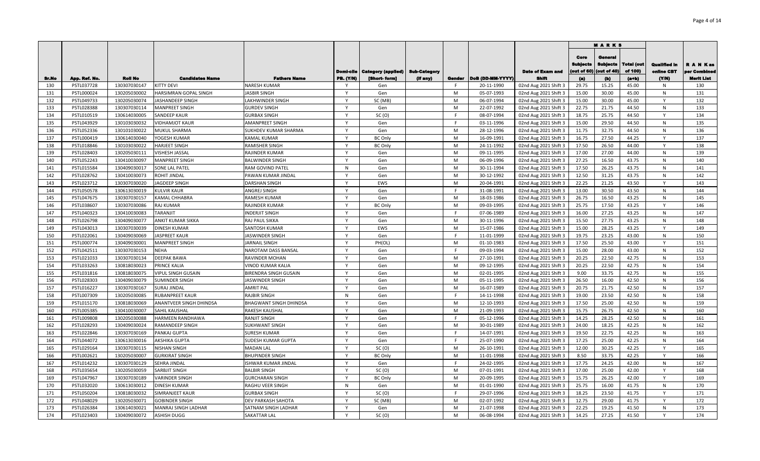| Sr.No | App. Ref. No. | Roll No | Candidates Name | Fathers Name | Domi-cile PB. (Y/N) | Category (applied) [Short- form] | Sub-Category (if any) | Gender | DoB (DD-MM-YYYY) | Date of Exam and Shift | MARKS | | | Qualified in online CBT (Y/N) | R A N K as per Combined Merit List |
|---|---|---|---|---|---|---|---|---|---|---|---|---|---|---|---|
| | | | | | | | | | | | Core Subjects (out of 60) (a) | General Subjects (out of 40) (b) | Total (out of 100) (a+b) | | |
| 130 | PSTL037728 | 130307030147 | KITTY DEVI | NARESH KUMAR | Y | Gen | | F | 20-11-1990 | 02nd Aug 2021 Shift 3 | 29.75 | 15.25 | 45.00 | N | 130 |
| 131 | PSTL000024 | 130205030002 | HARSIMRAN GOPAL SINGH | JASBIR SINGH | Y | Gen | | M | 05-07-1993 | 02nd Aug 2021 Shift 3 | 15.00 | 30.00 | 45.00 | N | 131 |
| 132 | PSTL049733 | 130205030074 | JASHANDEEP SINGH | LAKHWINDER SINGH | Y | SC (MB) | | M | 06-07-1994 | 02nd Aug 2021 Shift 3 | 15.00 | 30.00 | 45.00 | Y | 132 |
| 133 | PSTL028388 | 130307030114 | MANPREET SINGH | GURDEV SINGH | Y | Gen | | M | 22-07-1992 | 02nd Aug 2021 Shift 3 | 22.75 | 21.75 | 44.50 | N | 133 |
| 134 | PSTL010519 | 130614030005 | SANDEEP KAUR | GURBAX SINGH | Y | SC (O) | | F | 08-07-1994 | 02nd Aug 2021 Shift 3 | 18.75 | 25.75 | 44.50 | Y | 134 |
| 135 | PSTL043929 | 130103030032 | VIDHAMJOT KAUR | AMANPREET SINGH | Y | Gen | | F | 03-11-1996 | 02nd Aug 2021 Shift 3 | 15.00 | 29.50 | 44.50 | N | 135 |
| 136 | PSTL052336 | 130101030022 | MUKUL SHARMA | SUKHDEV KUMAR SHARMA | Y | Gen | | M | 28-12-1996 | 02nd Aug 2021 Shift 3 | 11.75 | 32.75 | 44.50 | N | 136 |
| 137 | PSTL000419 | 130614030040 | YOGESH KUMAR | KAMAL KUMAR | Y | BC Only | | M | 16-09-1991 | 02nd Aug 2021 Shift 3 | 16.75 | 27.50 | 44.25 | Y | 137 |
| 138 | PSTL018846 | 130103030022 | HARJEET SINGH | RAMISHER SINGH | Y | BC Only | | M | 24-11-1992 | 02nd Aug 2021 Shift 3 | 17.50 | 26.50 | 44.00 | Y | 138 |
| 139 | PSTL028403 | 130205030111 | VISHESH JASSAL | RAJINDER KUMAR | Y | Gen | | M | 09-11-1995 | 02nd Aug 2021 Shift 3 | 17.00 | 27.00 | 44.00 | N | 139 |
| 140 | PSTL052243 | 130410030097 | MANPREET SINGH | BALWINDER SINGH | Y | Gen | | M | 06-09-1996 | 02nd Aug 2021 Shift 3 | 27.25 | 16.50 | 43.75 | N | 140 |
| 141 | PSTL015584 | 130409030017 | SONE LAL PATEL | RAM GOVIND PATEL | N | Gen | | M | 30-11-1994 | 02nd Aug 2021 Shift 3 | 17.50 | 26.25 | 43.75 | N | 141 |
| 142 | PSTL028762 | 130410030073 | ROHIT JINDAL | PAWAN KUMAR JINDAL | Y | Gen | | M | 30-12-1992 | 02nd Aug 2021 Shift 3 | 12.50 | 31.25 | 43.75 | N | 142 |
| 143 | PSTL023712 | 130307030020 | JAGDEEP SINGH | DARSHAN SINGH | Y | EWS | | M | 20-04-1991 | 02nd Aug 2021 Shift 3 | 22.25 | 21.25 | 43.50 | Y | 143 |
| 144 | PSTL050578 | 130613030019 | KULVIR KAUR | ANGREJ SINGH | Y | Gen | | F | 31-08-1991 | 02nd Aug 2021 Shift 3 | 13.00 | 30.50 | 43.50 | N | 144 |
| 145 | PSTL047675 | 130307030157 | KAMAL CHHABRA | RAMESH KUMAR | Y | Gen | | M | 18-03-1986 | 02nd Aug 2021 Shift 3 | 26.75 | 16.50 | 43.25 | N | 145 |
| 146 | PSTL038607 | 130307030086 | RAJ KUMAR | RAJINDER KUMAR | Y | BC Only | | M | 09-03-1995 | 02nd Aug 2021 Shift 3 | 25.75 | 17.50 | 43.25 | Y | 146 |
| 147 | PSTL040323 | 130410030083 | TARANJIT | INDERJIT SINGH | Y | Gen | | F | 07-06-1989 | 02nd Aug 2021 Shift 3 | 16.00 | 27.25 | 43.25 | N | 147 |
| 148 | PSTL026798 | 130409030077 | ANKIT KUMAR SIKKA | RAJ PAUL SIKKA | Y | Gen | | M | 30-11-1996 | 02nd Aug 2021 Shift 3 | 15.50 | 27.75 | 43.25 | N | 148 |
| 149 | PSTL043013 | 130307030039 | DINESH KUMAR | SANTOSH KUMAR | Y | EWS | | M | 15-07-1986 | 02nd Aug 2021 Shift 3 | 15.00 | 28.25 | 43.25 | Y | 149 |
| 150 | PSTL022061 | 130409030069 | JASPREET KAUR | JASWINDER SINGH | Y | Gen | | F | 11-01-1999 | 02nd Aug 2021 Shift 3 | 19.75 | 23.25 | 43.00 | N | 150 |
| 151 | PSTL000774 | 130409030001 | MANPREET SINGH | JARNAIL SINGH | Y | PH(OL) | | M | 01-10-1983 | 02nd Aug 2021 Shift 3 | 17.50 | 25.50 | 43.00 | Y | 151 |
| 152 | PSTL042511 | 130307030153 | NEHA | NAROTAM DASS BANSAL | Y | Gen | | F | 09-03-1994 | 02nd Aug 2021 Shift 3 | 15.00 | 28.00 | 43.00 | N | 152 |
| 153 | PSTL021033 | 130307030134 | DEEPAK BAWA | RAVINDER MOHAN | Y | Gen | | M | 27-10-1991 | 02nd Aug 2021 Shift 3 | 20.25 | 22.50 | 42.75 | N | 153 |
| 154 | PSTL033263 | 130818030023 | PRINCE KALIA | VINOD KUMAR KALIA | Y | Gen | | M | 09-12-1995 | 02nd Aug 2021 Shift 3 | 20.25 | 22.50 | 42.75 | N | 154 |
| 155 | PSTL031816 | 130818030075 | VIPUL SINGH GUSAIN | BIRENDRA SINGH GUSAIN | Y | Gen | | M | 02-01-1995 | 02nd Aug 2021 Shift 3 | 9.00 | 33.75 | 42.75 | N | 155 |
| 156 | PSTL028303 | 130409030079 | SUMINDER SINGH | JASWINDER SINGH | Y | Gen | | M | 05-11-1995 | 02nd Aug 2021 Shift 3 | 26.50 | 16.00 | 42.50 | N | 156 |
| 157 | PSTL016227 | 130307030167 | SURAJ JINDAL | AMRIT PAL | Y | Gen | | M | 16-07-1989 | 02nd Aug 2021 Shift 3 | 20.75 | 21.75 | 42.50 | N | 157 |
| 158 | PSTL007309 | 130205030085 | RUBANPREET KAUR | RAJBIR SINGH | N | Gen | | F | 14-11-1998 | 02nd Aug 2021 Shift 3 | 19.00 | 23.50 | 42.50 | N | 158 |
| 159 | PSTL015170 | 130818030069 | ANANTVEER SINGH DHINDSA | BHAGWANT SINGH DHINDSA | Y | Gen | | M | 12-10-1993 | 02nd Aug 2021 Shift 3 | 17.50 | 25.00 | 42.50 | N | 159 |
| 160 | PSTL005385 | 130410030007 | SAHIL KAUSHAL | RAKESH KAUSHAL | Y | Gen | | M | 21-09-1993 | 02nd Aug 2021 Shift 3 | 15.75 | 26.75 | 42.50 | N | 160 |
| 161 | PSTL009808 | 130205030088 | HARMEEN RANDHAWA | RANJIT SINGH | Y | Gen | | F | 05-12-1996 | 02nd Aug 2021 Shift 3 | 14.25 | 28.25 | 42.50 | N | 161 |
| 162 | PSTL028293 | 130409030024 | RAMANDEEP SINGH | SUKHWANT SINGH | Y | Gen | | M | 30-01-1989 | 02nd Aug 2021 Shift 3 | 24.00 | 18.25 | 42.25 | N | 162 |
| 163 | PSTL022846 | 130307030169 | PANKAJ GUPTA | SURESH KUMAR | Y | Gen | | F | 14-07-1991 | 02nd Aug 2021 Shift 3 | 19.50 | 22.75 | 42.25 | N | 163 |
| 164 | PSTL044072 | 130613030016 | AKSHIKA GUPTA | SUDESH KUMAR GUPTA | Y | Gen | | F | 25-07-1990 | 02nd Aug 2021 Shift 3 | 17.25 | 25.00 | 42.25 | N | 164 |
| 165 | PSTL029164 | 130307030115 | NISHAN SINGH | MADAN LAL | Y | SC (O) | | M | 26-10-1991 | 02nd Aug 2021 Shift 3 | 12.00 | 30.25 | 42.25 | Y | 165 |
| 166 | PSTL002621 | 130205030007 | GURKIRAT SINGH | BHUPINDER SINGH | Y | BC Only | | M | 11-01-1998 | 02nd Aug 2021 Shift 3 | 8.50 | 33.75 | 42.25 | Y | 166 |
| 167 | PSTL014232 | 130307030129 | SEHRA JINDAL | ISHWAR KUMAR JINDAL | Y | Gen | | F | 24-02-1995 | 02nd Aug 2021 Shift 3 | 17.75 | 24.25 | 42.00 | N | 167 |
| 168 | PSTL035654 | 130205030059 | SARBJIT SINGH | BALBIR SINGH | Y | SC (O) | | M | 07-01-1991 | 02nd Aug 2021 Shift 3 | 17.00 | 25.00 | 42.00 | Y | 168 |
| 169 | PSTL047967 | 130307030189 | VARINDER SINGH | GURCHARAN SINGH | Y | BC Only | | M | 20-09-1995 | 02nd Aug 2021 Shift 3 | 15.75 | 26.25 | 42.00 | Y | 169 |
| 170 | PSTL032020 | 130613030012 | DINESH KUMAR | RAGHU VEER SINGH | N | Gen | | M | 01-01-1990 | 02nd Aug 2021 Shift 3 | 25.75 | 16.00 | 41.75 | N | 170 |
| 171 | PSTL050204 | 130818030032 | SIMRANJEET KAUR | GURBAX SINGH | Y | SC (O) | | F | 29-07-1996 | 02nd Aug 2021 Shift 3 | 18.25 | 23.50 | 41.75 | Y | 171 |
| 172 | PSTL048029 | 130205030071 | GOBINDER SINGH | DEV PARKASH SAHOTA | Y | SC (MB) | | M | 02-07-1992 | 02nd Aug 2021 Shift 3 | 12.75 | 29.00 | 41.75 | Y | 172 |
| 173 | PSTL026384 | 130614030021 | MANRAJ SINGH LADHAR | SATNAM SINGH LADHAR | Y | Gen | | M | 21-07-1998 | 02nd Aug 2021 Shift 3 | 22.25 | 19.25 | 41.50 | N | 173 |
| 174 | PSTL023403 | 130409030072 | ASHISH DUGG | SAKATTAR LAL | Y | SC (O) | | M | 06-08-1994 | 02nd Aug 2021 Shift 3 | 14.25 | 27.25 | 41.50 | Y | 174 |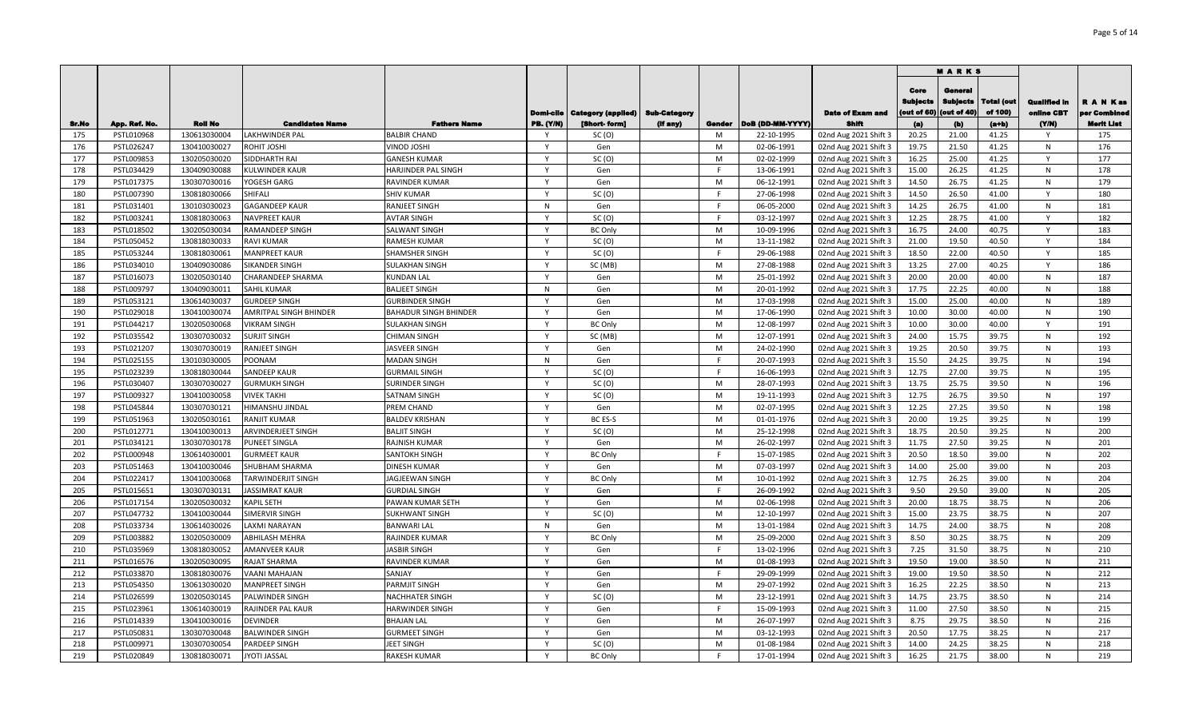| Sr.No | App. Ref. No. | Roll No | Candidates Name | Fathers Name | Domi-cile PB. (Y/N) | Category (applied) [Short- form] | Sub-Category (if any) | Gender | DoB (DD-MM-YYYY) | Date of Exam and Shift | MARKS | | | Qualified in online CBT (Y/N) | R A N K as per Combined Merit List |
|---|---|---|---|---|---|---|---|---|---|---|---|---|---|---|---|
| | | | | | | | | | | | Core Subjects (out of 60) (a) | General Subjects (out of 40) (b) | Total (out of 100) (a+b) | | |
| 175 | PSTL010968 | 130613030004 | LAKHWINDER PAL | BALBIR CHAND | Y | SC (O) | | M | 22-10-1995 | 02nd Aug 2021 Shift 3 | 20.25 | 21.00 | 41.25 | Y | 175 |
| 176 | PSTL026247 | 130410030027 | ROHIT JOSHI | VINOD JOSHI | Y | Gen | | M | 02-06-1991 | 02nd Aug 2021 Shift 3 | 19.75 | 21.50 | 41.25 | N | 176 |
| 177 | PSTL009853 | 130205030020 | SIDDHARTH RAI | GANESH KUMAR | Y | SC (O) | | M | 02-02-1999 | 02nd Aug 2021 Shift 3 | 16.25 | 25.00 | 41.25 | Y | 177 |
| 178 | PSTL034429 | 130409030088 | KULWINDER KAUR | HARJINDER PAL SINGH | Y | Gen | | F | 13-06-1991 | 02nd Aug 2021 Shift 3 | 15.00 | 26.25 | 41.25 | N | 178 |
| 179 | PSTL017375 | 130307030016 | YOGESH GARG | RAVINDER KUMAR | Y | Gen | | M | 06-12-1991 | 02nd Aug 2021 Shift 3 | 14.50 | 26.75 | 41.25 | N | 179 |
| 180 | PSTL007390 | 130818030066 | SHIFALI | SHIV KUMAR | Y | SC (O) | | F | 27-06-1998 | 02nd Aug 2021 Shift 3 | 14.50 | 26.50 | 41.00 | Y | 180 |
| 181 | PSTL031401 | 130103030023 | GAGANDEEP KAUR | RANJEET SINGH | N | Gen | | F | 06-05-2000 | 02nd Aug 2021 Shift 3 | 14.25 | 26.75 | 41.00 | N | 181 |
| 182 | PSTL003241 | 130818030063 | NAVPREET KAUR | AVTAR SINGH | Y | SC (O) | | F | 03-12-1997 | 02nd Aug 2021 Shift 3 | 12.25 | 28.75 | 41.00 | Y | 182 |
| 183 | PSTL018502 | 130205030034 | RAMANDEEP SINGH | SALWANT SINGH | Y | BC Only | | M | 10-09-1996 | 02nd Aug 2021 Shift 3 | 16.75 | 24.00 | 40.75 | Y | 183 |
| 184 | PSTL050452 | 130818030033 | RAVI KUMAR | RAMESH KUMAR | Y | SC (O) | | M | 13-11-1982 | 02nd Aug 2021 Shift 3 | 21.00 | 19.50 | 40.50 | Y | 184 |
| 185 | PSTL053244 | 130818030061 | MANPREET KAUR | SHAMSHER SINGH | Y | SC (O) | | F | 29-06-1988 | 02nd Aug 2021 Shift 3 | 18.50 | 22.00 | 40.50 | Y | 185 |
| 186 | PSTL034010 | 130409030086 | SIKANDER SINGH | SULAKHAN SINGH | Y | SC (MB) | | M | 27-08-1988 | 02nd Aug 2021 Shift 3 | 13.25 | 27.00 | 40.25 | Y | 186 |
| 187 | PSTL016073 | 130205030140 | CHARANDEEP SHARMA | KUNDAN LAL | Y | Gen | | M | 25-01-1992 | 02nd Aug 2021 Shift 3 | 20.00 | 20.00 | 40.00 | N | 187 |
| 188 | PSTL009797 | 130409030011 | SAHIL KUMAR | BALJEET SINGH | N | Gen | | M | 20-01-1992 | 02nd Aug 2021 Shift 3 | 17.75 | 22.25 | 40.00 | N | 188 |
| 189 | PSTL053121 | 130614030037 | GURDEEP SINGH | GURBINDER SINGH | Y | Gen | | M | 17-03-1998 | 02nd Aug 2021 Shift 3 | 15.00 | 25.00 | 40.00 | N | 189 |
| 190 | PSTL029018 | 130410030074 | AMRITPAL SINGH BHINDER | BAHADUR SINGH BHINDER | Y | Gen | | M | 17-06-1990 | 02nd Aug 2021 Shift 3 | 10.00 | 30.00 | 40.00 | N | 190 |
| 191 | PSTL044217 | 130205030068 | VIKRAM SINGH | SULAKHAN SINGH | Y | BC Only | | M | 12-08-1997 | 02nd Aug 2021 Shift 3 | 10.00 | 30.00 | 40.00 | Y | 191 |
| 192 | PSTL035542 | 130307030032 | SURJIT SINGH | CHIMAN SINGH | Y | SC (MB) | | M | 12-07-1991 | 02nd Aug 2021 Shift 3 | 24.00 | 15.75 | 39.75 | N | 192 |
| 193 | PSTL021207 | 130307030019 | RANJEET SINGH | JASVEER SINGH | Y | Gen | | M | 24-02-1990 | 02nd Aug 2021 Shift 3 | 19.25 | 20.50 | 39.75 | N | 193 |
| 194 | PSTL025155 | 130103030005 | POONAM | MADAN SINGH | N | Gen | | F | 20-07-1993 | 02nd Aug 2021 Shift 3 | 15.50 | 24.25 | 39.75 | N | 194 |
| 195 | PSTL023239 | 130818030044 | SANDEEP KAUR | GURMAIL SINGH | Y | SC (O) | | F | 16-06-1993 | 02nd Aug 2021 Shift 3 | 12.75 | 27.00 | 39.75 | N | 195 |
| 196 | PSTL030407 | 130307030027 | GURMUKH SINGH | SURINDER SINGH | Y | SC (O) | | M | 28-07-1993 | 02nd Aug 2021 Shift 3 | 13.75 | 25.75 | 39.50 | N | 196 |
| 197 | PSTL009327 | 130410030058 | VIVEK TAKHI | SATNAM SINGH | Y | SC (O) | | M | 19-11-1993 | 02nd Aug 2021 Shift 3 | 12.75 | 26.75 | 39.50 | N | 197 |
| 198 | PSTL045844 | 130307030121 | HIMANSHU JINDAL | PREM CHAND | Y | Gen | | M | 02-07-1995 | 02nd Aug 2021 Shift 3 | 12.25 | 27.25 | 39.50 | N | 198 |
| 199 | PSTL051963 | 130205030161 | RANJIT KUMAR | BALDEV KRISHAN | Y | BC ES-S | | M | 01-01-1976 | 02nd Aug 2021 Shift 3 | 20.00 | 19.25 | 39.25 | N | 199 |
| 200 | PSTL012771 | 130410030013 | ARVINDERJEET SINGH | BALJIT SINGH | Y | SC (O) | | M | 25-12-1998 | 02nd Aug 2021 Shift 3 | 18.75 | 20.50 | 39.25 | N | 200 |
| 201 | PSTL034121 | 130307030178 | PUNEET SINGLA | RAJNISH KUMAR | Y | Gen | | M | 26-02-1997 | 02nd Aug 2021 Shift 3 | 11.75 | 27.50 | 39.25 | N | 201 |
| 202 | PSTL000948 | 130614030001 | GURMEET KAUR | SANTOKH SINGH | Y | BC Only | | F | 15-07-1985 | 02nd Aug 2021 Shift 3 | 20.50 | 18.50 | 39.00 | N | 202 |
| 203 | PSTL051463 | 130410030046 | SHUBHAM SHARMA | DINESH KUMAR | Y | Gen | | M | 07-03-1997 | 02nd Aug 2021 Shift 3 | 14.00 | 25.00 | 39.00 | N | 203 |
| 204 | PSTL022417 | 130410030068 | TARWINDERJIT SINGH | JAGJEEWAN SINGH | Y | BC Only | | M | 10-01-1992 | 02nd Aug 2021 Shift 3 | 12.75 | 26.25 | 39.00 | N | 204 |
| 205 | PSTL015651 | 130307030131 | JASSIMRAT KAUR | GURDIAL SINGH | Y | Gen | | F | 26-09-1992 | 02nd Aug 2021 Shift 3 | 9.50 | 29.50 | 39.00 | N | 205 |
| 206 | PSTL017154 | 130205030032 | KAPIL SETH | PAWAN KUMAR SETH | Y | Gen | | M | 02-06-1998 | 02nd Aug 2021 Shift 3 | 20.00 | 18.75 | 38.75 | N | 206 |
| 207 | PSTL047732 | 130410030044 | SIMERVIR SINGH | SUKHWANT SINGH | Y | SC (O) | | M | 12-10-1997 | 02nd Aug 2021 Shift 3 | 15.00 | 23.75 | 38.75 | N | 207 |
| 208 | PSTL033734 | 130614030026 | LAXMI NARAYAN | BANWARI LAL | N | Gen | | M | 13-01-1984 | 02nd Aug 2021 Shift 3 | 14.75 | 24.00 | 38.75 | N | 208 |
| 209 | PSTL003882 | 130205030009 | ABHILASH MEHRA | RAJINDER KUMAR | Y | BC Only | | M | 25-09-2000 | 02nd Aug 2021 Shift 3 | 8.50 | 30.25 | 38.75 | N | 209 |
| 210 | PSTL035969 | 130818030052 | AMANVEER KAUR | JASBIR SINGH | Y | Gen | | F | 13-02-1996 | 02nd Aug 2021 Shift 3 | 7.25 | 31.50 | 38.75 | N | 210 |
| 211 | PSTL016576 | 130205030095 | RAJAT SHARMA | RAVINDER KUMAR | Y | Gen | | M | 01-08-1993 | 02nd Aug 2021 Shift 3 | 19.50 | 19.00 | 38.50 | N | 211 |
| 212 | PSTL033870 | 130818030076 | VAANI MAHAJAN | SANJAY | Y | Gen | | F | 29-09-1999 | 02nd Aug 2021 Shift 3 | 19.00 | 19.50 | 38.50 | N | 212 |
| 213 | PSTL054350 | 130613030020 | MANPREET SINGH | PARMJIT SINGH | Y | Gen | | M | 29-07-1992 | 02nd Aug 2021 Shift 3 | 16.25 | 22.25 | 38.50 | N | 213 |
| 214 | PSTL026599 | 130205030145 | PALWINDER SINGH | NACHHATER SINGH | Y | SC (O) | | M | 23-12-1991 | 02nd Aug 2021 Shift 3 | 14.75 | 23.75 | 38.50 | N | 214 |
| 215 | PSTL023961 | 130614030019 | RAJINDER PAL KAUR | HARWINDER SINGH | Y | Gen | | F | 15-09-1993 | 02nd Aug 2021 Shift 3 | 11.00 | 27.50 | 38.50 | N | 215 |
| 216 | PSTL014339 | 130410030016 | DEVINDER | BHAJAN LAL | Y | Gen | | M | 26-07-1997 | 02nd Aug 2021 Shift 3 | 8.75 | 29.75 | 38.50 | N | 216 |
| 217 | PSTL050831 | 130307030048 | BALWINDER SINGH | GURMEET SINGH | Y | Gen | | M | 03-12-1993 | 02nd Aug 2021 Shift 3 | 20.50 | 17.75 | 38.25 | N | 217 |
| 218 | PSTL009971 | 130307030054 | PARDEEP SINGH | JEET SINGH | Y | SC (O) | | M | 01-08-1984 | 02nd Aug 2021 Shift 3 | 14.00 | 24.25 | 38.25 | N | 218 |
| 219 | PSTL020849 | 130818030071 | JYOTI JASSAL | RAKESH KUMAR | Y | BC Only | | F | 17-01-1994 | 02nd Aug 2021 Shift 3 | 16.25 | 21.75 | 38.00 | N | 219 |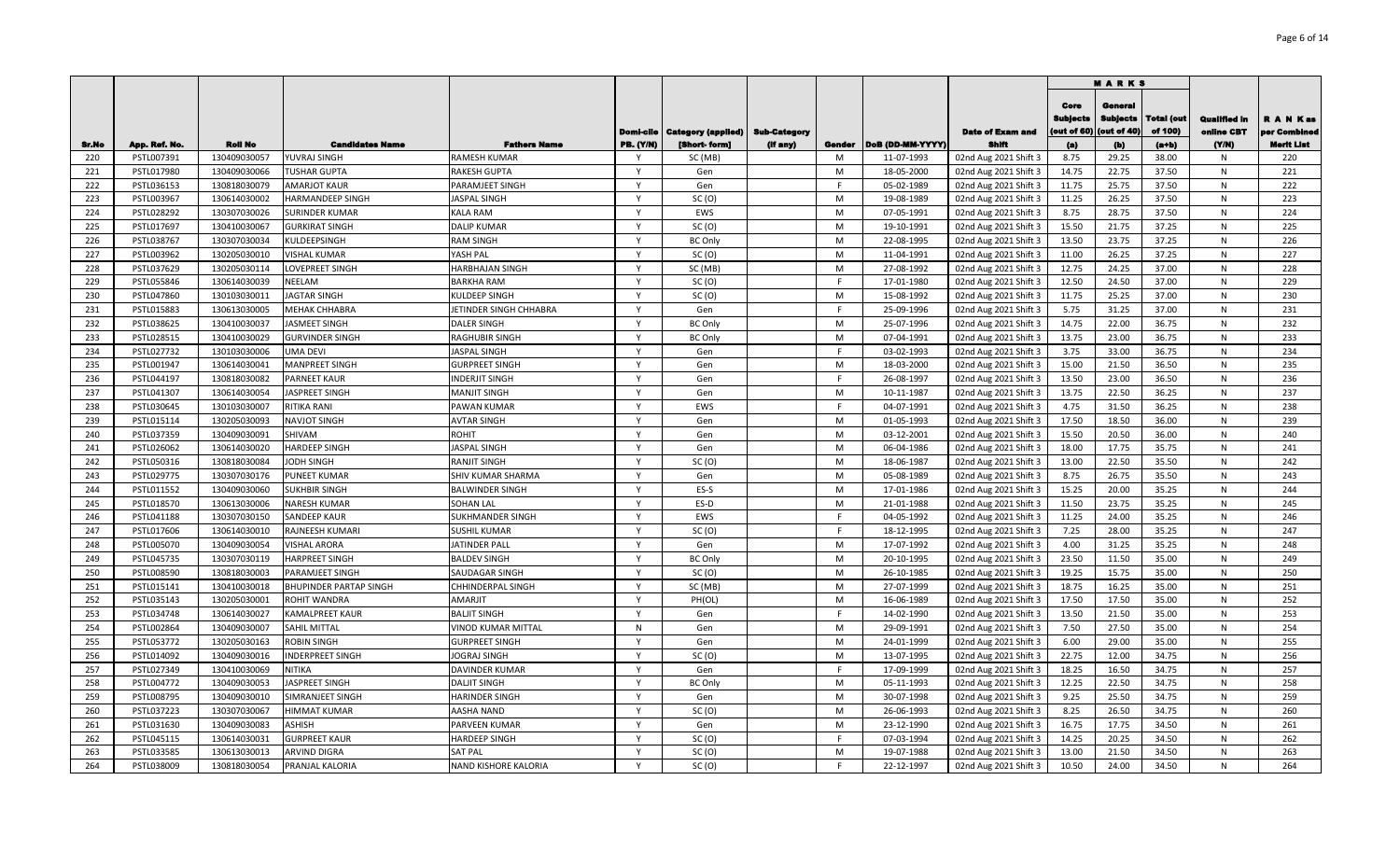| Sr.No | App. Ref. No. | Roll No | Candidates Name | Fathers Name | Domi-cile PB. (Y/N) | Category (applied) [Short- form] | Sub-Category (if any) | Gender | DoB (DD-MM-YYYY) | Date of Exam and Shift | MARKS Core Subjects (out of 60) (a) | General Subjects (out of 40) (b) | Total (out of 100) (a+b) | Qualified in online CBT (Y/N) | R A N K as per Combined Merit List |
|---|---|---|---|---|---|---|---|---|---|---|---|---|---|---|---|
| 220 | PSTL007391 | 130409030057 | YUVRAJ SINGH | RAMESH KUMAR | Y | SC (MB) | | M | 11-07-1993 | 02nd Aug 2021 Shift 3 | 8.75 | 29.25 | 38.00 | N | 220 |
| 221 | PSTL017980 | 130409030066 | TUSHAR GUPTA | RAKESH GUPTA | Y | Gen | | M | 18-05-2000 | 02nd Aug 2021 Shift 3 | 14.75 | 22.75 | 37.50 | N | 221 |
| 222 | PSTL036153 | 130818030079 | AMARJOT KAUR | PARAMJEET SINGH | Y | Gen | | F | 05-02-1989 | 02nd Aug 2021 Shift 3 | 11.75 | 25.75 | 37.50 | N | 222 |
| 223 | PSTL003967 | 130614030002 | HARMANDEEP SINGH | JASPAL SINGH | Y | SC (O) | | M | 19-08-1989 | 02nd Aug 2021 Shift 3 | 11.25 | 26.25 | 37.50 | N | 223 |
| 224 | PSTL028292 | 130307030026 | SURINDER KUMAR | KALA RAM | Y | EWS | | M | 07-05-1991 | 02nd Aug 2021 Shift 3 | 8.75 | 28.75 | 37.50 | N | 224 |
| 225 | PSTL017697 | 130410030067 | GURKIRAT SINGH | DALIP KUMAR | Y | SC (O) | | M | 19-10-1991 | 02nd Aug 2021 Shift 3 | 15.50 | 21.75 | 37.25 | N | 225 |
| 226 | PSTL038767 | 130307030034 | KULDEEPSINGH | RAM SINGH | Y | BC Only | | M | 22-08-1995 | 02nd Aug 2021 Shift 3 | 13.50 | 23.75 | 37.25 | N | 226 |
| 227 | PSTL003962 | 130205030010 | VISHAL KUMAR | YASH PAL | Y | SC (O) | | M | 11-04-1991 | 02nd Aug 2021 Shift 3 | 11.00 | 26.25 | 37.25 | N | 227 |
| 228 | PSTL037629 | 130205030114 | LOVEPREET SINGH | HARBHAJAN SINGH | Y | SC (MB) | | M | 27-08-1992 | 02nd Aug 2021 Shift 3 | 12.75 | 24.25 | 37.00 | N | 228 |
| 229 | PSTL055846 | 130614030039 | NEELAM | BARKHA RAM | Y | SC (O) | | F | 17-01-1980 | 02nd Aug 2021 Shift 3 | 12.50 | 24.50 | 37.00 | N | 229 |
| 230 | PSTL047860 | 130103030011 | JAGTAR SINGH | KULDEEP SINGH | Y | SC (O) | | M | 15-08-1992 | 02nd Aug 2021 Shift 3 | 11.75 | 25.25 | 37.00 | N | 230 |
| 231 | PSTL015883 | 130613030005 | MEHAK CHHABRA | JETINDER SINGH CHHABRA | Y | Gen | | F | 25-09-1996 | 02nd Aug 2021 Shift 3 | 5.75 | 31.25 | 37.00 | N | 231 |
| 232 | PSTL038625 | 130410030037 | JASMEET SINGH | DALER SINGH | Y | BC Only | | M | 25-07-1996 | 02nd Aug 2021 Shift 3 | 14.75 | 22.00 | 36.75 | N | 232 |
| 233 | PSTL028515 | 130410030029 | GURVINDER SINGH | RAGHUBIR SINGH | Y | BC Only | | M | 07-04-1991 | 02nd Aug 2021 Shift 3 | 13.75 | 23.00 | 36.75 | N | 233 |
| 234 | PSTL027732 | 130103030006 | UMA DEVI | JASPAL SINGH | Y | Gen | | F | 03-02-1993 | 02nd Aug 2021 Shift 3 | 3.75 | 33.00 | 36.75 | N | 234 |
| 235 | PSTL001947 | 130614030041 | MANPREET SINGH | GURPREET SINGH | Y | Gen | | M | 18-03-2000 | 02nd Aug 2021 Shift 3 | 15.00 | 21.50 | 36.50 | N | 235 |
| 236 | PSTL044197 | 130818030082 | PARNEET KAUR | INDERJIT SINGH | Y | Gen | | F | 26-08-1997 | 02nd Aug 2021 Shift 3 | 13.50 | 23.00 | 36.50 | N | 236 |
| 237 | PSTL041307 | 130614030054 | JASPREET SINGH | MANJIT SINGH | Y | Gen | | M | 10-11-1987 | 02nd Aug 2021 Shift 3 | 13.75 | 22.50 | 36.25 | N | 237 |
| 238 | PSTL030645 | 130103030007 | RITIKA RANI | PAWAN KUMAR | Y | EWS | | F | 04-07-1991 | 02nd Aug 2021 Shift 3 | 4.75 | 31.50 | 36.25 | N | 238 |
| 239 | PSTL015114 | 130205030093 | NAVJOT SINGH | AVTAR SINGH | Y | Gen | | M | 01-05-1993 | 02nd Aug 2021 Shift 3 | 17.50 | 18.50 | 36.00 | N | 239 |
| 240 | PSTL037359 | 130409030091 | SHIVAM | ROHIT | Y | Gen | | M | 03-12-2001 | 02nd Aug 2021 Shift 3 | 15.50 | 20.50 | 36.00 | N | 240 |
| 241 | PSTL026062 | 130614030020 | HARDEEP SINGH | JASPAL SINGH | Y | Gen | | M | 06-04-1986 | 02nd Aug 2021 Shift 3 | 18.00 | 17.75 | 35.75 | N | 241 |
| 242 | PSTL050316 | 130818030084 | JODH SINGH | RANJIT SINGH | Y | SC (O) | | M | 18-06-1987 | 02nd Aug 2021 Shift 3 | 13.00 | 22.50 | 35.50 | N | 242 |
| 243 | PSTL029775 | 130307030176 | PUNEET KUMAR | SHIV KUMAR SHARMA | Y | Gen | | M | 05-08-1989 | 02nd Aug 2021 Shift 3 | 8.75 | 26.75 | 35.50 | N | 243 |
| 244 | PSTL011552 | 130409030060 | SUKHBIR SINGH | BALWINDER SINGH | Y | ES-S | | M | 17-01-1986 | 02nd Aug 2021 Shift 3 | 15.25 | 20.00 | 35.25 | N | 244 |
| 245 | PSTL018570 | 130613030006 | NARESH KUMAR | SOHAN LAL | Y | ES-D | | M | 21-01-1988 | 02nd Aug 2021 Shift 3 | 11.50 | 23.75 | 35.25 | N | 245 |
| 246 | PSTL041188 | 130307030150 | SANDEEP KAUR | SUKHMANDER SINGH | Y | EWS | | F | 04-05-1992 | 02nd Aug 2021 Shift 3 | 11.25 | 24.00 | 35.25 | N | 246 |
| 247 | PSTL017606 | 130614030010 | RAJNEESH KUMARI | SUSHIL KUMAR | Y | SC (O) | | F | 18-12-1995 | 02nd Aug 2021 Shift 3 | 7.25 | 28.00 | 35.25 | N | 247 |
| 248 | PSTL005070 | 130409030054 | VISHAL ARORA | JATINDER PALL | Y | Gen | | M | 17-07-1992 | 02nd Aug 2021 Shift 3 | 4.00 | 31.25 | 35.25 | N | 248 |
| 249 | PSTL045735 | 130307030119 | HARPREET SINGH | BALDEV SINGH | Y | BC Only | | M | 20-10-1995 | 02nd Aug 2021 Shift 3 | 23.50 | 11.50 | 35.00 | N | 249 |
| 250 | PSTL008590 | 130818030003 | PARAMJEET SINGH | SAUDAGAR SINGH | Y | SC (O) | | M | 26-10-1985 | 02nd Aug 2021 Shift 3 | 19.25 | 15.75 | 35.00 | N | 250 |
| 251 | PSTL015141 | 130410030018 | BHUPINDER PARTAP SINGH | CHHINDERPAL SINGH | Y | SC (MB) | | M | 27-07-1999 | 02nd Aug 2021 Shift 3 | 18.75 | 16.25 | 35.00 | N | 251 |
| 252 | PSTL035143 | 130205030001 | ROHIT WANDRA | AMARJIT | Y | PH(OL) | | M | 16-06-1989 | 02nd Aug 2021 Shift 3 | 17.50 | 17.50 | 35.00 | N | 252 |
| 253 | PSTL034748 | 130614030027 | KAMALPREET KAUR | BALJIT SINGH | Y | Gen | | F | 14-02-1990 | 02nd Aug 2021 Shift 3 | 13.50 | 21.50 | 35.00 | N | 253 |
| 254 | PSTL002864 | 130409030007 | SAHIL MITTAL | VINOD KUMAR MITTAL | N | Gen | | M | 29-09-1991 | 02nd Aug 2021 Shift 3 | 7.50 | 27.50 | 35.00 | N | 254 |
| 255 | PSTL053772 | 130205030163 | ROBIN SINGH | GURPREET SINGH | Y | Gen | | M | 24-01-1999 | 02nd Aug 2021 Shift 3 | 6.00 | 29.00 | 35.00 | N | 255 |
| 256 | PSTL014092 | 130409030016 | INDERPREET SINGH | JOGRAJ SINGH | Y | SC (O) | | M | 13-07-1995 | 02nd Aug 2021 Shift 3 | 22.75 | 12.00 | 34.75 | N | 256 |
| 257 | PSTL027349 | 130410030069 | NITIKA | DAVINDER KUMAR | Y | Gen | | F | 17-09-1999 | 02nd Aug 2021 Shift 3 | 18.25 | 16.50 | 34.75 | N | 257 |
| 258 | PSTL004772 | 130409030053 | JASPREET SINGH | DALJIT SINGH | Y | BC Only | | M | 05-11-1993 | 02nd Aug 2021 Shift 3 | 12.25 | 22.50 | 34.75 | N | 258 |
| 259 | PSTL008795 | 130409030010 | SIMRANJEET SINGH | HARINDER SINGH | Y | Gen | | M | 30-07-1998 | 02nd Aug 2021 Shift 3 | 9.25 | 25.50 | 34.75 | N | 259 |
| 260 | PSTL037223 | 130307030067 | HIMMAT KUMAR | AASHA NAND | Y | SC (O) | | M | 26-06-1993 | 02nd Aug 2021 Shift 3 | 8.25 | 26.50 | 34.75 | N | 260 |
| 261 | PSTL031630 | 130409030083 | ASHISH | PARVEEN KUMAR | Y | Gen | | M | 23-12-1990 | 02nd Aug 2021 Shift 3 | 16.75 | 17.75 | 34.50 | N | 261 |
| 262 | PSTL045115 | 130614030031 | GURPREET KAUR | HARDEEP SINGH | Y | SC (O) | | F | 07-03-1994 | 02nd Aug 2021 Shift 3 | 14.25 | 20.25 | 34.50 | N | 262 |
| 263 | PSTL033585 | 130613030013 | ARVIND DIGRA | SAT PAL | Y | SC (O) | | M | 19-07-1988 | 02nd Aug 2021 Shift 3 | 13.00 | 21.50 | 34.50 | N | 263 |
| 264 | PSTL038009 | 130818030054 | PRANJAL KALORIA | NAND KISHORE KALORIA | Y | SC (O) | | F | 22-12-1997 | 02nd Aug 2021 Shift 3 | 10.50 | 24.00 | 34.50 | N | 264 |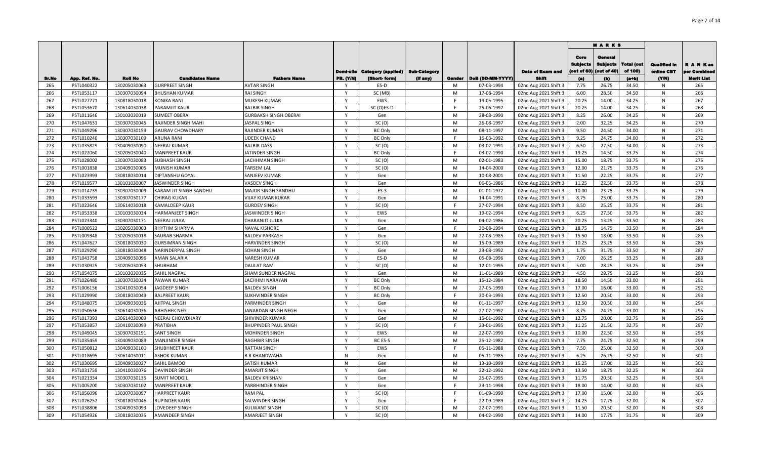| Sr.No | App. Ref. No. | Roll No | Candidates Name | Fathers Name | Domi-cile PB. (Y/N) | Category (applied) [Short- form] | Sub-Category (if any) | Gender | DoB (DD-MM-YYYY) | Date of Exam and Shift | MARKS | | | Qualified in online CBT (Y/N) | R A N K as per Combined Merit List |
|---|---|---|---|---|---|---|---|---|---|---|---|---|---|---|---|
| | | | | | | | | | | | Core Subjects (out of 60) (a) | General Subjects (out of 40) (b) | Total (out of 100) (a+b) | | |
| 265 | PSTL040322 | 130205030063 | GURPREET SINGH | AVTAR SINGH | Y | ES-D | | M | 07-03-1994 | 02nd Aug 2021 Shift 3 | 7.75 | 26.75 | 34.50 | N | 265 |
| 266 | PSTL053117 | 130307030094 | BHUSHAN KUMAR | RAI SINGH | Y | SC (MB) | | M | 17-08-1994 | 02nd Aug 2021 Shift 3 | 6.00 | 28.50 | 34.50 | N | 266 |
| 267 | PSTL027771 | 130818030018 | KONIKA RANI | MUKESH KUMAR | Y | EWS | | F | 19-05-1995 | 02nd Aug 2021 Shift 3 | 20.25 | 14.00 | 34.25 | N | 267 |
| 268 | PSTL053670 | 130614030038 | PARAMJIT KAUR | BALBIR SINGH | Y | SC (O)ES-D | | F | 25-06-1997 | 02nd Aug 2021 Shift 3 | 20.25 | 14.00 | 34.25 | N | 268 |
| 269 | PSTL011646 | 130103030019 | SUMEET OBERAI | GURBAKSH SINGH OBERAI | Y | Gen | | M | 28-08-1990 | 02nd Aug 2021 Shift 3 | 8.25 | 26.00 | 34.25 | N | 269 |
| 270 | PSTL047631 | 130307030045 | RAJINDER SINGH MAHI | JASPAL SINGH | Y | SC (O) | | M | 26-08-1997 | 02nd Aug 2021 Shift 3 | 2.00 | 32.25 | 34.25 | N | 270 |
| 271 | PSTL049296 | 130307030159 | GAURAV CHOWDHARY | RAJINDER KUMAR | Y | BC Only | | M | 08-11-1997 | 02nd Aug 2021 Shift 3 | 9.50 | 24.50 | 34.00 | N | 271 |
| 272 | PSTL010240 | 130307030109 | ARUNA RANI | UDEEK CHAND | Y | BC Only | | F | 16-03-1992 | 02nd Aug 2021 Shift 3 | 9.25 | 24.75 | 34.00 | N | 272 |
| 273 | PSTL035829 | 130409030090 | NEERAJ KUMAR | BALBIR DASS | Y | SC (O) | | M | 03-02-1991 | 02nd Aug 2021 Shift 3 | 6.50 | 27.50 | 34.00 | N | 273 |
| 274 | PSTL022060 | 130205030040 | MANPREET KAUR | JATINDER SINGH | Y | BC Only | | F | 03-02-1990 | 02nd Aug 2021 Shift 3 | 19.25 | 14.50 | 33.75 | N | 274 |
| 275 | PSTL028002 | 130307030083 | SUBHASH SINGH | LACHHMAN SINGH | Y | SC (O) | | M | 02-01-1983 | 02nd Aug 2021 Shift 3 | 15.00 | 18.75 | 33.75 | N | 275 |
| 276 | PSTL001838 | 130409030005 | MUNISH KUMAR | TARSEM LAL | Y | SC (O) | | M | 14-04-2000 | 02nd Aug 2021 Shift 3 | 12.00 | 21.75 | 33.75 | N | 276 |
| 277 | PSTL023993 | 130818030014 | DIPTANSHU GOYAL | SANJEEV KUMAR | Y | Gen | | M | 10-08-2001 | 02nd Aug 2021 Shift 3 | 11.50 | 22.25 | 33.75 | N | 277 |
| 278 | PSTL019577 | 130101030007 | JASWINDER SINGH | VASDEV SINGH | Y | Gen | | M | 06-05-1986 | 02nd Aug 2021 Shift 3 | 11.25 | 22.50 | 33.75 | N | 278 |
| 279 | PSTL014739 | 130307030009 | KARAM JIT SINGH SANDHU | MAJOR SINGH SANDHU | Y | ES-S | | M | 01-01-1972 | 02nd Aug 2021 Shift 3 | 10.00 | 23.75 | 33.75 | N | 279 |
| 280 | PSTL033593 | 130307030177 | CHIRAG KUKAR | VIJAY KUMAR KUKAR | Y | Gen | | M | 14-04-1991 | 02nd Aug 2021 Shift 3 | 8.75 | 25.00 | 33.75 | N | 280 |
| 281 | PSTL022646 | 130614030018 | KAMALDEEP KAUR | GURDEV SINGH | Y | SC (O) | | F | 27-07-1994 | 02nd Aug 2021 Shift 3 | 8.50 | 25.25 | 33.75 | N | 281 |
| 282 | PSTL053338 | 130103030034 | HARMANJEET SINGH | JASWINDER SINGH | Y | EWS | | M | 19-02-1994 | 02nd Aug 2021 Shift 3 | 6.25 | 27.50 | 33.75 | N | 282 |
| 283 | PSTL023340 | 130307030171 | NEERAJ JULKA | CHARANJIT JULKA | Y | Gen | | M | 04-02-1986 | 02nd Aug 2021 Shift 3 | 20.25 | 13.25 | 33.50 | N | 283 |
| 284 | PSTL000522 | 130205030003 | RHYTHM SHARMA | NAVAL KISHORE | Y | Gen | | F | 30-08-1994 | 02nd Aug 2021 Shift 3 | 18.75 | 14.75 | 33.50 | N | 284 |
| 285 | PSTL009348 | 130205030018 | SAURAB SHARMA | BALDEV PARKASH | Y | Gen | | M | 22-08-1985 | 02nd Aug 2021 Shift 3 | 15.50 | 18.00 | 33.50 | N | 285 |
| 286 | PSTL047627 | 130818030030 | GURSIMRAN SINGH | HARVINDER SINGH | Y | SC (O) | | M | 15-09-1989 | 02nd Aug 2021 Shift 3 | 10.25 | 23.25 | 33.50 | N | 286 |
| 287 | PSTL029290 | 130818030048 | NARINDERPAL SINGH | SOHAN SINGH | Y | Gen | | M | 23-08-1992 | 02nd Aug 2021 Shift 3 | 1.75 | 31.75 | 33.50 | N | 287 |
| 288 | PSTL043758 | 130409030096 | AMAN SALARIA | NARESH KUMAR | Y | ES-D | | M | 05-08-1996 | 02nd Aug 2021 Shift 3 | 7.00 | 26.25 | 33.25 | N | 288 |
| 289 | PSTL030925 | 130205030053 | SHUBHAM | DAULAT RAM | Y | SC (O) | | M | 12-01-1995 | 02nd Aug 2021 Shift 3 | 5.00 | 28.25 | 33.25 | N | 289 |
| 290 | PSTL054075 | 130103030035 | SAHIL NAGPAL | SHAM SUNDER NAGPAL | Y | Gen | | M | 11-01-1989 | 02nd Aug 2021 Shift 3 | 4.50 | 28.75 | 33.25 | N | 290 |
| 291 | PSTL026480 | 130307030024 | PAWAN KUMAR | LACHHMI NARAYAN | Y | BC Only | | M | 15-12-1984 | 02nd Aug 2021 Shift 3 | 18.50 | 14.50 | 33.00 | N | 291 |
| 292 | PSTL006156 | 130410030054 | JAGDEEP SINGH | BALDEV SINGH | Y | BC Only | | M | 27-05-1990 | 02nd Aug 2021 Shift 3 | 17.00 | 16.00 | 33.00 | N | 292 |
| 293 | PSTL029990 | 130818030049 | BALPREET KAUR | SUKHVINDER SINGH | Y | BC Only | | F | 30-03-1993 | 02nd Aug 2021 Shift 3 | 12.50 | 20.50 | 33.00 | N | 293 |
| 294 | PSTL048075 | 130409030036 | AJITPAL SINGH | PARMINDER SINGH | Y | Gen | | M | 01-11-1997 | 02nd Aug 2021 Shift 3 | 12.50 | 20.50 | 33.00 | N | 294 |
| 295 | PSTL050636 | 130614030036 | ABHISHEK NEGI | JANARDAN SINGH NEGH | Y | Gen | | M | 27-07-1992 | 02nd Aug 2021 Shift 3 | 8.75 | 24.25 | 33.00 | N | 295 |
| 296 | PSTL017393 | 130614030009 | NEERAJ CHOWDHARY | SHIVINDER KUMAR | Y | Gen | | M | 15-01-1992 | 02nd Aug 2021 Shift 3 | 12.75 | 20.00 | 32.75 | N | 296 |
| 297 | PSTL053857 | 130410030099 | PRATIBHA | BHUPINDER PAUL SINGH | Y | SC (O) | | F | 23-01-1995 | 02nd Aug 2021 Shift 3 | 11.25 | 21.50 | 32.75 | N | 297 |
| 298 | PSTL049045 | 130307030191 | SANT SINGH | MOHINDER SINGH | Y | EWS | | M | 22-07-1990 | 02nd Aug 2021 Shift 3 | 10.00 | 22.50 | 32.50 | N | 298 |
| 299 | PSTL035459 | 130409030089 | MANJINDER SINGH | RAGHBIR SINGH | Y | BC ES-S | | M | 25-12-1982 | 02nd Aug 2021 Shift 3 | 7.75 | 24.75 | 32.50 | N | 299 |
| 300 | PSTL050812 | 130409030100 | SHUBHNEET KAUR | RATTAN SINGH | Y | EWS | | F | 05-11-1988 | 02nd Aug 2021 Shift 3 | 7.50 | 25.00 | 32.50 | N | 300 |
| 301 | PSTL018695 | 130614030011 | ASHOK KUMAR | B R KHANDWAHA | N | Gen | | M | 05-11-1985 | 02nd Aug 2021 Shift 3 | 6.25 | 26.25 | 32.50 | N | 301 |
| 302 | PSTL030695 | 130409030027 | SAHIL BAMOO | SATISH KUMAR | N | Gen | | M | 13-10-1999 | 02nd Aug 2021 Shift 3 | 15.25 | 17.00 | 32.25 | N | 302 |
| 303 | PSTL031759 | 130410030076 | DAVINDER SINGH | AMARJIT SINGH | Y | Gen | | M | 22-12-1992 | 02nd Aug 2021 Shift 3 | 13.50 | 18.75 | 32.25 | N | 303 |
| 304 | PSTL021334 | 130307030135 | SUMIT MODGIL | BALDEV KRISHAN | Y | Gen | | M | 25-07-1995 | 02nd Aug 2021 Shift 3 | 11.75 | 20.50 | 32.25 | N | 304 |
| 305 | PSTL005200 | 130307030102 | MANPREET KAUR | PARBHINDER SINGH | Y | Gen | | F | 23-11-1998 | 02nd Aug 2021 Shift 3 | 18.00 | 14.00 | 32.00 | N | 305 |
| 306 | PSTL056096 | 130307030097 | HARPREET KAUR | RAM PAL | Y | SC (O) | | F | 01-09-1990 | 02nd Aug 2021 Shift 3 | 17.00 | 15.00 | 32.00 | N | 306 |
| 307 | PSTL026252 | 130818030046 | RUPINDER KAUR | SALWINDER SINGH | Y | Gen | | F | 22-09-1989 | 02nd Aug 2021 Shift 3 | 14.25 | 17.75 | 32.00 | N | 307 |
| 308 | PSTL038806 | 130409030093 | LOVEDEEP SINGH | KULWANT SINGH | Y | SC (O) | | M | 22-07-1991 | 02nd Aug 2021 Shift 3 | 11.50 | 20.50 | 32.00 | N | 308 |
| 309 | PSTL054926 | 130818030035 | AMANDEEP SINGH | AMARJEET SINGH | Y | SC (O) | | M | 04-02-1990 | 02nd Aug 2021 Shift 3 | 14.00 | 17.75 | 31.75 | N | 309 |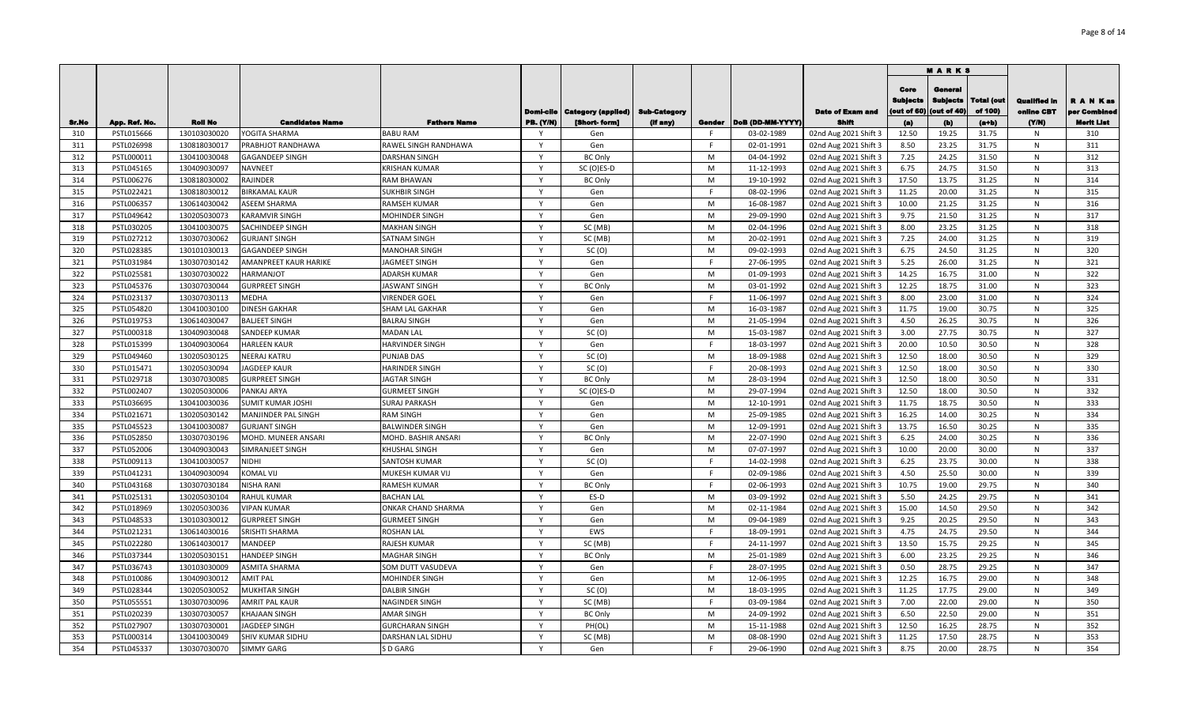| Sr.No | App. Ref. No. | Roll No | Candidates Name | Fathers Name | Domi-cile PB. (Y/N) | Category (applied) [Short- form] | Sub-Category (If any) | Gender | DoB (DD-MM-YYYY) | Date of Exam and Shift | Core Subjects (out of 60) (a) | General Subjects (out of 40) (b) | Total (out of 100) (a+b) | Qualified in online CBT (Y/N) | R A N K as per Combined Merit List |
|---|---|---|---|---|---|---|---|---|---|---|---|---|---|---|---|
| 310 | PSTL015666 | 130103030020 | YOGITA SHARMA | BABU RAM | Y | Gen | | F | 03-02-1989 | 02nd Aug 2021 Shift 3 | 12.50 | 19.25 | 31.75 | N | 310 |
| 311 | PSTL026998 | 130818030017 | PRABHJOT RANDHAWA | RAWEL SINGH RANDHAWA | Y | Gen | | F | 02-01-1991 | 02nd Aug 2021 Shift 3 | 8.50 | 23.25 | 31.75 | N | 311 |
| 312 | PSTL000011 | 130410030048 | GAGANDEEP SINGH | DARSHAN SINGH | Y | BC Only | | M | 04-04-1992 | 02nd Aug 2021 Shift 3 | 7.25 | 24.25 | 31.50 | N | 312 |
| 313 | PSTL045165 | 130409030097 | NAVNEET | KRISHAN KUMAR | Y | SC (O)ES-D | | M | 11-12-1993 | 02nd Aug 2021 Shift 3 | 6.75 | 24.75 | 31.50 | N | 313 |
| 314 | PSTL006276 | 130818030002 | RAJINDER | RAM BHAWAN | Y | BC Only | | M | 19-10-1992 | 02nd Aug 2021 Shift 3 | 17.50 | 13.75 | 31.25 | N | 314 |
| 315 | PSTL022421 | 130818030012 | BIRKAMAL KAUR | SUKHBIR SINGH | Y | Gen | | F | 08-02-1996 | 02nd Aug 2021 Shift 3 | 11.25 | 20.00 | 31.25 | N | 315 |
| 316 | PSTL006357 | 130614030042 | ASEEM SHARMA | RAMSEH KUMAR | Y | Gen | | M | 16-08-1987 | 02nd Aug 2021 Shift 3 | 10.00 | 21.25 | 31.25 | N | 316 |
| 317 | PSTL049642 | 130205030073 | KARAMVIR SINGH | MOHINDER SINGH | Y | Gen | | M | 29-09-1990 | 02nd Aug 2021 Shift 3 | 9.75 | 21.50 | 31.25 | N | 317 |
| 318 | PSTL030205 | 130410030075 | SACHINDEEP SINGH | MAKHAN SINGH | Y | SC (MB) | | M | 02-04-1996 | 02nd Aug 2021 Shift 3 | 8.00 | 23.25 | 31.25 | N | 318 |
| 319 | PSTL027212 | 130307030062 | GURJANT SINGH | SATNAM SINGH | Y | SC (MB) | | M | 20-02-1991 | 02nd Aug 2021 Shift 3 | 7.25 | 24.00 | 31.25 | N | 319 |
| 320 | PSTL028385 | 130101030013 | GAGANDEEP SINGH | MANOHAR SINGH | Y | SC (O) | | M | 09-02-1993 | 02nd Aug 2021 Shift 3 | 6.75 | 24.50 | 31.25 | N | 320 |
| 321 | PSTL031984 | 130307030142 | AMANPREET KAUR HARIKE | JAGMEET SINGH | Y | Gen | | F | 27-06-1995 | 02nd Aug 2021 Shift 3 | 5.25 | 26.00 | 31.25 | N | 321 |
| 322 | PSTL025581 | 130307030022 | HARMANJOT | ADARSH KUMAR | Y | Gen | | M | 01-09-1993 | 02nd Aug 2021 Shift 3 | 14.25 | 16.75 | 31.00 | N | 322 |
| 323 | PSTL045376 | 130307030044 | GURPREET SINGH | JASWANT SINGH | Y | BC Only | | M | 03-01-1992 | 02nd Aug 2021 Shift 3 | 12.25 | 18.75 | 31.00 | N | 323 |
| 324 | PSTL023137 | 130307030113 | MEDHA | VIRENDER GOEL | Y | Gen | | F | 11-06-1997 | 02nd Aug 2021 Shift 3 | 8.00 | 23.00 | 31.00 | N | 324 |
| 325 | PSTL054820 | 130410030100 | DINESH GAKHAR | SHAM LAL GAKHAR | Y | Gen | | M | 16-03-1987 | 02nd Aug 2021 Shift 3 | 11.75 | 19.00 | 30.75 | N | 325 |
| 326 | PSTL019753 | 130614030047 | BALJEET SINGH | BALRAJ SINGH | Y | Gen | | M | 21-05-1994 | 02nd Aug 2021 Shift 3 | 4.50 | 26.25 | 30.75 | N | 326 |
| 327 | PSTL000318 | 130409030048 | SANDEEP KUMAR | MADAN LAL | Y | SC (O) | | M | 15-03-1987 | 02nd Aug 2021 Shift 3 | 3.00 | 27.75 | 30.75 | N | 327 |
| 328 | PSTL015399 | 130409030064 | HARLEEN KAUR | HARVINDER SINGH | Y | Gen | | F | 18-03-1997 | 02nd Aug 2021 Shift 3 | 20.00 | 10.50 | 30.50 | N | 328 |
| 329 | PSTL049460 | 130205030125 | NEERAJ KATRU | PUNJAB DAS | Y | SC (O) | | M | 18-09-1988 | 02nd Aug 2021 Shift 3 | 12.50 | 18.00 | 30.50 | N | 329 |
| 330 | PSTL015471 | 130205030094 | JAGDEEP KAUR | HARINDER SINGH | Y | SC (O) | | F | 20-08-1993 | 02nd Aug 2021 Shift 3 | 12.50 | 18.00 | 30.50 | N | 330 |
| 331 | PSTL029718 | 130307030085 | GURPREET SINGH | JAGTAR SINGH | Y | BC Only | | M | 28-03-1994 | 02nd Aug 2021 Shift 3 | 12.50 | 18.00 | 30.50 | N | 331 |
| 332 | PSTL002407 | 130205030006 | PANKAJ ARYA | GURMEET SINGH | Y | SC (O)ES-D | | M | 29-07-1994 | 02nd Aug 2021 Shift 3 | 12.50 | 18.00 | 30.50 | N | 332 |
| 333 | PSTL036695 | 130410030036 | SUMIT KUMAR JOSHI | SURAJ PARKASH | Y | Gen | | M | 12-10-1991 | 02nd Aug 2021 Shift 3 | 11.75 | 18.75 | 30.50 | N | 333 |
| 334 | PSTL021671 | 130205030142 | MANJINDER PAL SINGH | RAM SINGH | Y | Gen | | M | 25-09-1985 | 02nd Aug 2021 Shift 3 | 16.25 | 14.00 | 30.25 | N | 334 |
| 335 | PSTL045523 | 130410030087 | GURJANT SINGH | BALWINDER SINGH | Y | Gen | | M | 12-09-1991 | 02nd Aug 2021 Shift 3 | 13.75 | 16.50 | 30.25 | N | 335 |
| 336 | PSTL052850 | 130307030196 | MOHD. MUNEER ANSARI | MOHD. BASHIR ANSARI | Y | BC Only | | M | 22-07-1990 | 02nd Aug 2021 Shift 3 | 6.25 | 24.00 | 30.25 | N | 336 |
| 337 | PSTL052006 | 130409030043 | SIMRANJEET SINGH | KHUSHAL SINGH | Y | Gen | | M | 07-07-1997 | 02nd Aug 2021 Shift 3 | 10.00 | 20.00 | 30.00 | N | 337 |
| 338 | PSTL009113 | 130410030057 | NIDHI | SANTOSH KUMAR | Y | SC (O) | | F | 14-02-1998 | 02nd Aug 2021 Shift 3 | 6.25 | 23.75 | 30.00 | N | 338 |
| 339 | PSTL041231 | 130409030094 | KOMAL VIJ | MUKESH KUMAR VIJ | Y | Gen | | F | 02-09-1986 | 02nd Aug 2021 Shift 3 | 4.50 | 25.50 | 30.00 | N | 339 |
| 340 | PSTL043168 | 130307030184 | NISHA RANI | RAMESH KUMAR | Y | BC Only | | F | 02-06-1993 | 02nd Aug 2021 Shift 3 | 10.75 | 19.00 | 29.75 | N | 340 |
| 341 | PSTL025131 | 130205030104 | RAHUL KUMAR | BACHAN LAL | Y | ES-D | | M | 03-09-1992 | 02nd Aug 2021 Shift 3 | 5.50 | 24.25 | 29.75 | N | 341 |
| 342 | PSTL018969 | 130205030036 | VIPAN KUMAR | ONKAR CHAND SHARMA | Y | Gen | | M | 02-11-1984 | 02nd Aug 2021 Shift 3 | 15.00 | 14.50 | 29.50 | N | 342 |
| 343 | PSTL048533 | 130103030012 | GURPREET SINGH | GURMEET SINGH | Y | Gen | | M | 09-04-1989 | 02nd Aug 2021 Shift 3 | 9.25 | 20.25 | 29.50 | N | 343 |
| 344 | PSTL021231 | 130614030016 | SRISHTI SHARMA | ROSHAN LAL | Y | EWS | | F | 18-09-1991 | 02nd Aug 2021 Shift 3 | 4.75 | 24.75 | 29.50 | N | 344 |
| 345 | PSTL022280 | 130614030017 | MANDEEP | RAJESH KUMAR | Y | SC (MB) | | F | 24-11-1997 | 02nd Aug 2021 Shift 3 | 13.50 | 15.75 | 29.25 | N | 345 |
| 346 | PSTL037344 | 130205030151 | HANDEEP SINGH | MAGHAR SINGH | Y | BC Only | | M | 25-01-1989 | 02nd Aug 2021 Shift 3 | 6.00 | 23.25 | 29.25 | N | 346 |
| 347 | PSTL036743 | 130103030009 | ASMITA SHARMA | SOM DUTT VASUDEVA | Y | Gen | | F | 28-07-1995 | 02nd Aug 2021 Shift 3 | 0.50 | 28.75 | 29.25 | N | 347 |
| 348 | PSTL010086 | 130409030012 | AMIT PAL | MOHINDER SINGH | Y | Gen | | M | 12-06-1995 | 02nd Aug 2021 Shift 3 | 12.25 | 16.75 | 29.00 | N | 348 |
| 349 | PSTL028344 | 130205030052 | MUKHTAR SINGH | DALBIR SINGH | Y | SC (O) | | M | 18-03-1995 | 02nd Aug 2021 Shift 3 | 11.25 | 17.75 | 29.00 | N | 349 |
| 350 | PSTL055551 | 130307030096 | AMRIT PAL KAUR | NAGINDER SINGH | Y | SC (MB) | | F | 03-09-1984 | 02nd Aug 2021 Shift 3 | 7.00 | 22.00 | 29.00 | N | 350 |
| 351 | PSTL020239 | 130307030057 | KHAJAAN SINGH | AMAR SINGH | Y | BC Only | | M | 24-09-1992 | 02nd Aug 2021 Shift 3 | 6.50 | 22.50 | 29.00 | N | 351 |
| 352 | PSTL027907 | 130307030001 | JAGDEEP SINGH | GURCHARAN SINGH | Y | PH(OL) | | M | 15-11-1988 | 02nd Aug 2021 Shift 3 | 12.50 | 16.25 | 28.75 | N | 352 |
| 353 | PSTL000314 | 130410030049 | SHIV KUMAR SIDHU | DARSHAN LAL SIDHU | Y | SC (MB) | | M | 08-08-1990 | 02nd Aug 2021 Shift 3 | 11.25 | 17.50 | 28.75 | N | 353 |
| 354 | PSTL045337 | 130307030070 | SIMMY GARG | S D GARG | Y | Gen | | F | 29-06-1990 | 02nd Aug 2021 Shift 3 | 8.75 | 20.00 | 28.75 | N | 354 |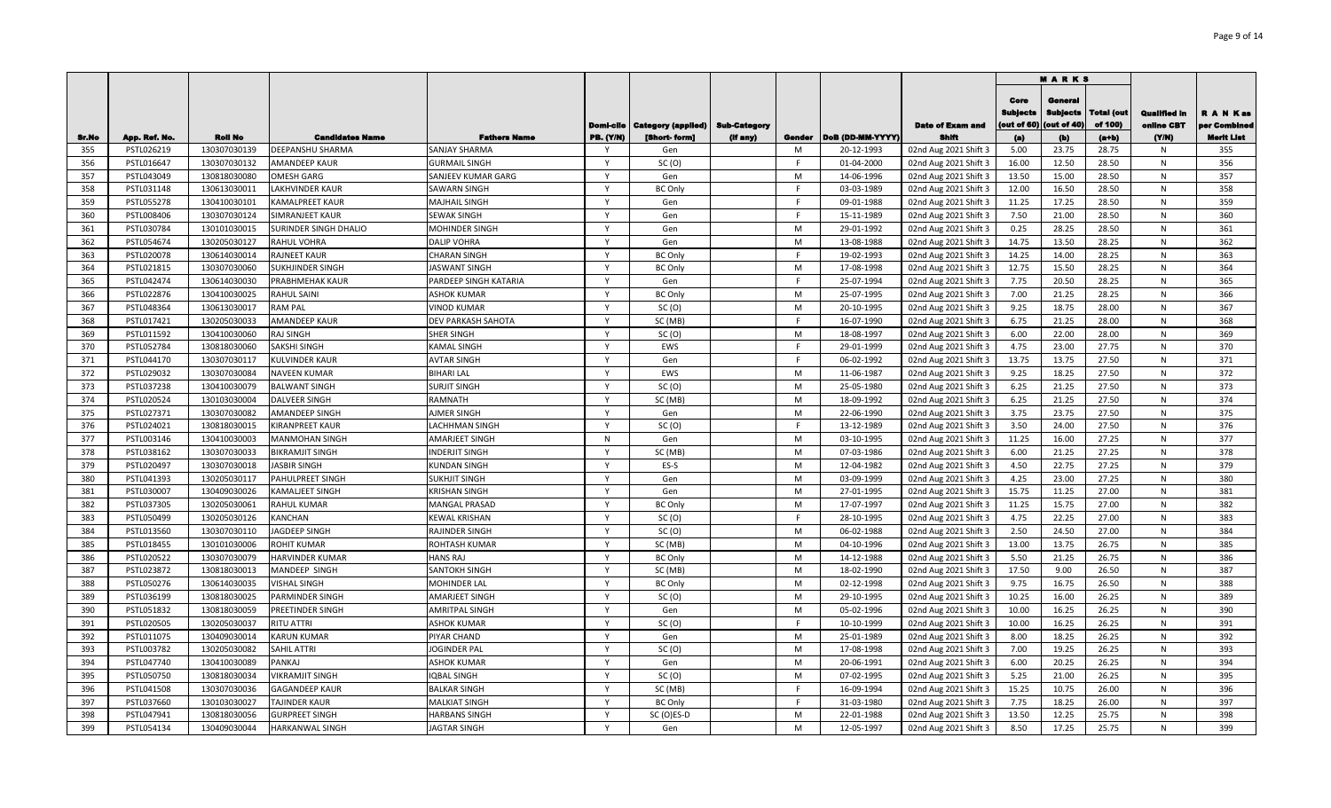| Sr.No | App. Ref. No. | Roll No | Candidates Name | Fathers Name | Domi-cile PB. (Y/N) | Category (applied) [Short- form] | Sub-Category (if any) | Gender | DoB (DD-MM-YYYY) | Date of Exam and Shift | MARKS | | | Qualified in online CBT (Y/N) | R A N K as per Combined Merit List |
|---|---|---|---|---|---|---|---|---|---|---|---|---|---|---|---|
| | | | | | | | | | | | Core Subjects (out of 60) (a) | General Subjects (out of 40) (b) | Total (out of 100) (a+b) | | |
| 355 | PSTL026219 | 130307030139 | DEEPANSHU SHARMA | SANJAY SHARMA | Y | Gen | | M | 20-12-1993 | 02nd Aug 2021 Shift 3 | 5.00 | 23.75 | 28.75 | N | 355 |
| 356 | PSTL016647 | 130307030132 | AMANDEEP KAUR | GURMAIL SINGH | Y | SC (O) | | F | 01-04-2000 | 02nd Aug 2021 Shift 3 | 16.00 | 12.50 | 28.50 | N | 356 |
| 357 | PSTL043049 | 130818030080 | OMESH GARG | SANJEEV KUMAR GARG | Y | Gen | | M | 14-06-1996 | 02nd Aug 2021 Shift 3 | 13.50 | 15.00 | 28.50 | N | 357 |
| 358 | PSTL031148 | 130613030011 | LAKHVINDER KAUR | SAWARN SINGH | Y | BC Only | | F | 03-03-1989 | 02nd Aug 2021 Shift 3 | 12.00 | 16.50 | 28.50 | N | 358 |
| 359 | PSTL055278 | 130410030101 | KAMALPREET KAUR | MAJHAIL SINGH | Y | Gen | | F | 09-01-1988 | 02nd Aug 2021 Shift 3 | 11.25 | 17.25 | 28.50 | N | 359 |
| 360 | PSTL008406 | 130307030124 | SIMRANJEET KAUR | SEWAK SINGH | Y | Gen | | F | 15-11-1989 | 02nd Aug 2021 Shift 3 | 7.50 | 21.00 | 28.50 | N | 360 |
| 361 | PSTL030784 | 130101030015 | SURINDER SINGH DHALIO | MOHINDER SINGH | Y | Gen | | M | 29-01-1992 | 02nd Aug 2021 Shift 3 | 0.25 | 28.25 | 28.50 | N | 361 |
| 362 | PSTL054674 | 130205030127 | RAHUL VOHRA | DALIP VOHRA | Y | Gen | | M | 13-08-1988 | 02nd Aug 2021 Shift 3 | 14.75 | 13.50 | 28.25 | N | 362 |
| 363 | PSTL020078 | 130614030014 | RAJNEET KAUR | CHARAN SINGH | Y | BC Only | | F | 19-02-1993 | 02nd Aug 2021 Shift 3 | 14.25 | 14.00 | 28.25 | N | 363 |
| 364 | PSTL021815 | 130307030060 | SUKHJINDER SINGH | JASWANT SINGH | Y | BC Only | | M | 17-08-1998 | 02nd Aug 2021 Shift 3 | 12.75 | 15.50 | 28.25 | N | 364 |
| 365 | PSTL042474 | 130614030030 | PRABHMEHAK KAUR | PARDEEP SINGH KATARIA | Y | Gen | | F | 25-07-1994 | 02nd Aug 2021 Shift 3 | 7.75 | 20.50 | 28.25 | N | 365 |
| 366 | PSTL022876 | 130410030025 | RAHUL SAINI | ASHOK KUMAR | Y | BC Only | | M | 25-07-1995 | 02nd Aug 2021 Shift 3 | 7.00 | 21.25 | 28.25 | N | 366 |
| 367 | PSTL048364 | 130613030017 | RAM PAL | VINOD KUMAR | Y | SC (O) | | M | 20-10-1995 | 02nd Aug 2021 Shift 3 | 9.25 | 18.75 | 28.00 | N | 367 |
| 368 | PSTL017421 | 130205030033 | AMANDEEP KAUR | DEV PARKASH SAHOTA | Y | SC (MB) | | F | 16-07-1990 | 02nd Aug 2021 Shift 3 | 6.75 | 21.25 | 28.00 | N | 368 |
| 369 | PSTL011592 | 130410030060 | RAJ SINGH | SHER SINGH | Y | SC (O) | | M | 18-08-1997 | 02nd Aug 2021 Shift 3 | 6.00 | 22.00 | 28.00 | N | 369 |
| 370 | PSTL052784 | 130818030060 | SAKSHI SINGH | KAMAL SINGH | Y | EWS | | F | 29-01-1999 | 02nd Aug 2021 Shift 3 | 4.75 | 23.00 | 27.75 | N | 370 |
| 371 | PSTL044170 | 130307030117 | KULVINDER KAUR | AVTAR SINGH | Y | Gen | | F | 06-02-1992 | 02nd Aug 2021 Shift 3 | 13.75 | 13.75 | 27.50 | N | 371 |
| 372 | PSTL029032 | 130307030084 | NAVEEN KUMAR | BIHARI LAL | Y | EWS | | M | 11-06-1987 | 02nd Aug 2021 Shift 3 | 9.25 | 18.25 | 27.50 | N | 372 |
| 373 | PSTL037238 | 130410030079 | BALWANT SINGH | SURJIT SINGH | Y | SC (O) | | M | 25-05-1980 | 02nd Aug 2021 Shift 3 | 6.25 | 21.25 | 27.50 | N | 373 |
| 374 | PSTL020524 | 130103030004 | DALVEER SINGH | RAMNATH | Y | SC (MB) | | M | 18-09-1992 | 02nd Aug 2021 Shift 3 | 6.25 | 21.25 | 27.50 | N | 374 |
| 375 | PSTL027371 | 130307030082 | AMANDEEP SINGH | AJMER SINGH | Y | Gen | | M | 22-06-1990 | 02nd Aug 2021 Shift 3 | 3.75 | 23.75 | 27.50 | N | 375 |
| 376 | PSTL024021 | 130818030015 | KIRANPREET KAUR | LACHHMAN SINGH | Y | SC (O) | | F | 13-12-1989 | 02nd Aug 2021 Shift 3 | 3.50 | 24.00 | 27.50 | N | 376 |
| 377 | PSTL003146 | 130410030003 | MANMOHAN SINGH | AMARJEET SINGH | N | Gen | | M | 03-10-1995 | 02nd Aug 2021 Shift 3 | 11.25 | 16.00 | 27.25 | N | 377 |
| 378 | PSTL038162 | 130307030033 | BIKRAMJIT SINGH | INDERJIT SINGH | Y | SC (MB) | | M | 07-03-1986 | 02nd Aug 2021 Shift 3 | 6.00 | 21.25 | 27.25 | N | 378 |
| 379 | PSTL020497 | 130307030018 | JASBIR SINGH | KUNDAN SINGH | Y | ES-S | | M | 12-04-1982 | 02nd Aug 2021 Shift 3 | 4.50 | 22.75 | 27.25 | N | 379 |
| 380 | PSTL041393 | 130205030117 | PAHULPREET SINGH | SUKHJIT SINGH | Y | Gen | | M | 03-09-1999 | 02nd Aug 2021 Shift 3 | 4.25 | 23.00 | 27.25 | N | 380 |
| 381 | PSTL030007 | 130409030026 | KAMALJEET SINGH | KRISHAN SINGH | Y | Gen | | M | 27-01-1995 | 02nd Aug 2021 Shift 3 | 15.75 | 11.25 | 27.00 | N | 381 |
| 382 | PSTL037305 | 130205030061 | RAHUL KUMAR | MANGAL PRASAD | Y | BC Only | | M | 17-07-1997 | 02nd Aug 2021 Shift 3 | 11.25 | 15.75 | 27.00 | N | 382 |
| 383 | PSTL050499 | 130205030126 | KANCHAN | KEWAL KRISHAN | Y | SC (O) | | F | 28-10-1995 | 02nd Aug 2021 Shift 3 | 4.75 | 22.25 | 27.00 | N | 383 |
| 384 | PSTL013560 | 130307030110 | JAGDEEP SINGH | RAJINDER SINGH | Y | SC (O) | | M | 06-02-1988 | 02nd Aug 2021 Shift 3 | 2.50 | 24.50 | 27.00 | N | 384 |
| 385 | PSTL018455 | 130101030006 | ROHIT KUMAR | ROHTASH KUMAR | Y | SC (MB) | | M | 04-10-1996 | 02nd Aug 2021 Shift 3 | 13.00 | 13.75 | 26.75 | N | 385 |
| 386 | PSTL020522 | 130307030079 | HARVINDER KUMAR | HANS RAJ | Y | BC Only | | M | 14-12-1988 | 02nd Aug 2021 Shift 3 | 5.50 | 21.25 | 26.75 | N | 386 |
| 387 | PSTL023872 | 130818030013 | MANDEEP SINGH | SANTOKH SINGH | Y | SC (MB) | | M | 18-02-1990 | 02nd Aug 2021 Shift 3 | 17.50 | 9.00 | 26.50 | N | 387 |
| 388 | PSTL050276 | 130614030035 | VISHAL SINGH | MOHINDER LAL | Y | BC Only | | M | 02-12-1998 | 02nd Aug 2021 Shift 3 | 9.75 | 16.75 | 26.50 | N | 388 |
| 389 | PSTL036199 | 130818030025 | PARMINDER SINGH | AMARJEET SINGH | Y | SC (O) | | M | 29-10-1995 | 02nd Aug 2021 Shift 3 | 10.25 | 16.00 | 26.25 | N | 389 |
| 390 | PSTL051832 | 130818030059 | PREETINDER SINGH | AMRITPAL SINGH | Y | Gen | | M | 05-02-1996 | 02nd Aug 2021 Shift 3 | 10.00 | 16.25 | 26.25 | N | 390 |
| 391 | PSTL020505 | 130205030037 | RITU ATTRI | ASHOK KUMAR | Y | SC (O) | | F | 10-10-1999 | 02nd Aug 2021 Shift 3 | 10.00 | 16.25 | 26.25 | N | 391 |
| 392 | PSTL011075 | 130409030014 | KARUN KUMAR | PIYAR CHAND | Y | Gen | | M | 25-01-1989 | 02nd Aug 2021 Shift 3 | 8.00 | 18.25 | 26.25 | N | 392 |
| 393 | PSTL003782 | 130205030082 | SAHIL ATTRI | JOGINDER PAL | Y | SC (O) | | M | 17-08-1998 | 02nd Aug 2021 Shift 3 | 7.00 | 19.25 | 26.25 | N | 393 |
| 394 | PSTL047740 | 130410030089 | PANKAJ | ASHOK KUMAR | Y | Gen | | M | 20-06-1991 | 02nd Aug 2021 Shift 3 | 6.00 | 20.25 | 26.25 | N | 394 |
| 395 | PSTL050750 | 130818030034 | VIKRAMJIT SINGH | IQBAL SINGH | Y | SC (O) | | M | 07-02-1995 | 02nd Aug 2021 Shift 3 | 5.25 | 21.00 | 26.25 | N | 395 |
| 396 | PSTL041508 | 130307030036 | GAGANDEEP KAUR | BALKAR SINGH | Y | SC (MB) | | F | 16-09-1994 | 02nd Aug 2021 Shift 3 | 15.25 | 10.75 | 26.00 | N | 396 |
| 397 | PSTL037660 | 130103030027 | TAJINDER KAUR | MALKIAT SINGH | Y | BC Only | | F | 31-03-1980 | 02nd Aug 2021 Shift 3 | 7.75 | 18.25 | 26.00 | N | 397 |
| 398 | PSTL047941 | 130818030056 | GURPREET SINGH | HARBANS SINGH | Y | SC (O)ES-D | | M | 22-01-1988 | 02nd Aug 2021 Shift 3 | 13.50 | 12.25 | 25.75 | N | 398 |
| 399 | PSTL054134 | 130409030044 | HARKANWAL SINGH | JAGTAR SINGH | Y | Gen | | M | 12-05-1997 | 02nd Aug 2021 Shift 3 | 8.50 | 17.25 | 25.75 | N | 399 |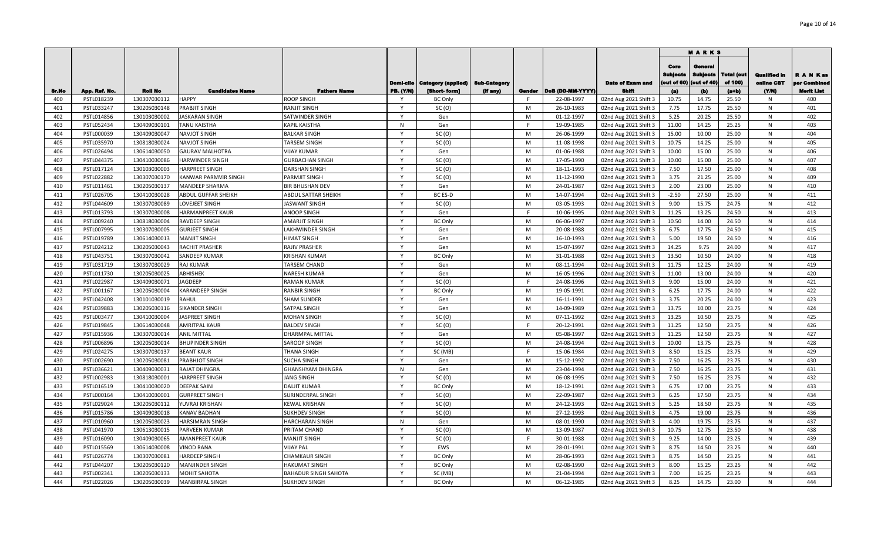| Sr.No | App. Ref. No. | Roll No | Candidates Name | Fathers Name | Domi-cile PB. (Y/N) | Category (applied) [Short- form] | Sub-Category (if any) | Gender | DoB (DD-MM-YYYY) | Date of Exam and Shift | MARKS Core Subjects (out of 60) (a) | General Subjects (out of 40) (b) | Total (out of 100) (a+b) | Qualified in online CBT (Y/N) | R A N K as per Combined Merit List |
|---|---|---|---|---|---|---|---|---|---|---|---|---|---|---|---|
| 400 | PSTL018239 | 130307030112 | HAPPY | ROOP SINGH | Y | BC Only | | F | 22-08-1997 | 02nd Aug 2021 Shift 3 | 10.75 | 14.75 | 25.50 | N | 400 |
| 401 | PSTL033247 | 130205030148 | PRABJIT SINGH | RANJIT SINGH | Y | SC (O) | | M | 26-10-1983 | 02nd Aug 2021 Shift 3 | 7.75 | 17.75 | 25.50 | N | 401 |
| 402 | PSTL014856 | 130103030002 | JASKARAN SINGH | SATWINDER SINGH | Y | Gen | | M | 01-12-1997 | 02nd Aug 2021 Shift 3 | 5.25 | 20.25 | 25.50 | N | 402 |
| 403 | PSTL052434 | 130409030101 | TANU KAISTHA | KAPIL KAISTHA | N | Gen | | F | 19-09-1985 | 02nd Aug 2021 Shift 3 | 11.00 | 14.25 | 25.25 | N | 403 |
| 404 | PSTL000039 | 130409030047 | NAVJOT SINGH | BALKAR SINGH | Y | SC (O) | | M | 26-06-1999 | 02nd Aug 2021 Shift 3 | 15.00 | 10.00 | 25.00 | N | 404 |
| 405 | PSTL035970 | 130818030024 | NAVJOT SINGH | TARSEM SINGH | Y | SC (O) | | M | 11-08-1998 | 02nd Aug 2021 Shift 3 | 10.75 | 14.25 | 25.00 | N | 405 |
| 406 | PSTL026494 | 130614030050 | GAURAV MALHOTRA | VIJAY KUMAR | Y | Gen | | M | 01-06-1988 | 02nd Aug 2021 Shift 3 | 10.00 | 15.00 | 25.00 | N | 406 |
| 407 | PSTL044375 | 130410030086 | HARWINDER SINGH | GURBACHAN SINGH | Y | SC (O) | | M | 17-05-1990 | 02nd Aug 2021 Shift 3 | 10.00 | 15.00 | 25.00 | N | 407 |
| 408 | PSTL017124 | 130103030003 | HARPREET SINGH | DARSHAN SINGH | Y | SC (O) | | M | 18-11-1993 | 02nd Aug 2021 Shift 3 | 7.50 | 17.50 | 25.00 | N | 408 |
| 409 | PSTL022882 | 130307030170 | KANWAR PARMVIR SINGH | PARMJIT SINGH | Y | SC (O) | | M | 11-12-1990 | 02nd Aug 2021 Shift 3 | 3.75 | 21.25 | 25.00 | N | 409 |
| 410 | PSTL011461 | 130205030137 | MANDEEP SHARMA | BIR BHUSHAN DEV | Y | Gen | | M | 24-01-1987 | 02nd Aug 2021 Shift 3 | 2.00 | 23.00 | 25.00 | N | 410 |
| 411 | PSTL026705 | 130410030028 | ABDUL GUFFAR SHEIKH | ABDUL SATTAR SHEIKH | Y | BC ES-D | | M | 14-07-1994 | 02nd Aug 2021 Shift 3 | -2.50 | 27.50 | 25.00 | N | 411 |
| 412 | PSTL044609 | 130307030089 | LOVEJEET SINGH | JASWANT SINGH | Y | SC (O) | | M | 03-05-1993 | 02nd Aug 2021 Shift 3 | 9.00 | 15.75 | 24.75 | N | 412 |
| 413 | PSTL013793 | 130307030008 | HARMANPREET KAUR | ANOOP SINGH | Y | Gen | | F | 10-06-1995 | 02nd Aug 2021 Shift 3 | 11.25 | 13.25 | 24.50 | N | 413 |
| 414 | PSTL009240 | 130818030004 | RAVDEEP SINGH | AMARJIT SINGH | Y | BC Only | | M | 06-06-1997 | 02nd Aug 2021 Shift 3 | 10.50 | 14.00 | 24.50 | N | 414 |
| 415 | PSTL007995 | 130307030005 | GURJEET SINGH | LAKHWINDER SINGH | Y | Gen | | M | 20-08-1988 | 02nd Aug 2021 Shift 3 | 6.75 | 17.75 | 24.50 | N | 415 |
| 416 | PSTL019789 | 130614030013 | MANJIT SINGH | HIMAT SINGH | Y | Gen | | M | 16-10-1993 | 02nd Aug 2021 Shift 3 | 5.00 | 19.50 | 24.50 | N | 416 |
| 417 | PSTL024212 | 130205030043 | RACHIT PRASHER | RAJIV PRASHER | Y | Gen | | M | 15-07-1997 | 02nd Aug 2021 Shift 3 | 14.25 | 9.75 | 24.00 | N | 417 |
| 418 | PSTL043751 | 130307030042 | SANDEEP KUMAR | KRISHAN KUMAR | Y | BC Only | | M | 31-01-1988 | 02nd Aug 2021 Shift 3 | 13.50 | 10.50 | 24.00 | N | 418 |
| 419 | PSTL031719 | 130307030029 | RAJ KUMAR | TARSEM CHAND | Y | Gen | | M | 08-11-1994 | 02nd Aug 2021 Shift 3 | 11.75 | 12.25 | 24.00 | N | 419 |
| 420 | PSTL011730 | 130205030025 | ABHISHEK | NARESH KUMAR | Y | Gen | | M | 16-05-1996 | 02nd Aug 2021 Shift 3 | 11.00 | 13.00 | 24.00 | N | 420 |
| 421 | PSTL022987 | 130409030071 | JAGDEEP | RAMAN KUMAR | Y | SC (O) | | F | 24-08-1996 | 02nd Aug 2021 Shift 3 | 9.00 | 15.00 | 24.00 | N | 421 |
| 422 | PSTL001167 | 130205030004 | KARANDEEP SINGH | RANBIR SINGH | Y | BC Only | | M | 19-05-1991 | 02nd Aug 2021 Shift 3 | 6.25 | 17.75 | 24.00 | N | 422 |
| 423 | PSTL042408 | 130101030019 | RAHUL | SHAM SUNDER | Y | Gen | | M | 16-11-1991 | 02nd Aug 2021 Shift 3 | 3.75 | 20.25 | 24.00 | N | 423 |
| 424 | PSTL039883 | 130205030116 | SIKANDER SINGH | SATPAL SINGH | Y | Gen | | M | 14-09-1989 | 02nd Aug 2021 Shift 3 | 13.75 | 10.00 | 23.75 | N | 424 |
| 425 | PSTL003477 | 130410030004 | JASPREET SINGH | MOHAN SINGH | Y | SC (O) | | M | 07-11-1992 | 02nd Aug 2021 Shift 3 | 13.25 | 10.50 | 23.75 | N | 425 |
| 426 | PSTL019845 | 130614030048 | AMRITPAL KAUR | BALDEV SINGH | Y | SC (O) | | F | 20-12-1991 | 02nd Aug 2021 Shift 3 | 11.25 | 12.50 | 23.75 | N | 426 |
| 427 | PSTL015936 | 130307030014 | ANIL MITTAL | DHARMPAL MITTAL | Y | Gen | | M | 05-08-1997 | 02nd Aug 2021 Shift 3 | 11.25 | 12.50 | 23.75 | N | 427 |
| 428 | PSTL006896 | 130205030014 | BHUPINDER SINGH | SAROOP SINGH | Y | SC (O) | | M | 24-08-1994 | 02nd Aug 2021 Shift 3 | 10.00 | 13.75 | 23.75 | N | 428 |
| 429 | PSTL024275 | 130307030137 | BEANT KAUR | THANA SINGH | Y | SC (MB) | | F | 15-06-1984 | 02nd Aug 2021 Shift 3 | 8.50 | 15.25 | 23.75 | N | 429 |
| 430 | PSTL002690 | 130205030081 | PRABHJOT SINGH | SUCHA SINGH | Y | Gen | | M | 15-12-1992 | 02nd Aug 2021 Shift 3 | 7.50 | 16.25 | 23.75 | N | 430 |
| 431 | PSTL036621 | 130409030031 | RAJAT DHINGRA | GHANSHYAM DHINGRA | N | Gen | | M | 23-04-1994 | 02nd Aug 2021 Shift 3 | 7.50 | 16.25 | 23.75 | N | 431 |
| 432 | PSTL002983 | 130818030001 | HARPREET SINGH | JANG SINGH | Y | SC (O) | | M | 06-08-1995 | 02nd Aug 2021 Shift 3 | 7.50 | 16.25 | 23.75 | N | 432 |
| 433 | PSTL016519 | 130410030020 | DEEPAK SAINI | DALJIT KUMAR | Y | BC Only | | M | 18-12-1991 | 02nd Aug 2021 Shift 3 | 6.75 | 17.00 | 23.75 | N | 433 |
| 434 | PSTL000164 | 130410030001 | GURPREET SINGH | SURINDERPAL SINGH | Y | SC (O) | | M | 22-09-1987 | 02nd Aug 2021 Shift 3 | 6.25 | 17.50 | 23.75 | N | 434 |
| 435 | PSTL029024 | 130205030112 | YUVRAJ KRISHAN | KEWAL KRISHAN | Y | SC (O) | | M | 24-12-1993 | 02nd Aug 2021 Shift 3 | 5.25 | 18.50 | 23.75 | N | 435 |
| 436 | PSTL015786 | 130409030018 | KANAV BADHAN | SUKHDEV SINGH | Y | SC (O) | | M | 27-12-1993 | 02nd Aug 2021 Shift 3 | 4.75 | 19.00 | 23.75 | N | 436 |
| 437 | PSTL010960 | 130205030023 | HARSIMRAN SINGH | HARCHARAN SINGH | N | Gen | | M | 08-01-1990 | 02nd Aug 2021 Shift 3 | 4.00 | 19.75 | 23.75 | N | 437 |
| 438 | PSTL041970 | 130613030015 | PARVEEN KUMAR | PRITAM CHAND | Y | SC (O) | | M | 13-09-1987 | 02nd Aug 2021 Shift 3 | 10.75 | 12.75 | 23.50 | N | 438 |
| 439 | PSTL016090 | 130409030065 | AMANPREET KAUR | MANJIT SINGH | Y | SC (O) | | F | 30-01-1988 | 02nd Aug 2021 Shift 3 | 9.25 | 14.00 | 23.25 | N | 439 |
| 440 | PSTL015569 | 130614030008 | VINOD RANA | VIJAY PAL | Y | EWS | | M | 28-01-1991 | 02nd Aug 2021 Shift 3 | 8.75 | 14.50 | 23.25 | N | 440 |
| 441 | PSTL026774 | 130307030081 | HARDEEP SINGH | CHAMKAUR SINGH | Y | BC Only | | M | 28-06-1993 | 02nd Aug 2021 Shift 3 | 8.75 | 14.50 | 23.25 | N | 441 |
| 442 | PSTL044207 | 130205030120 | MANJINDER SINGH | HAKUMAT SINGH | Y | BC Only | | M | 02-08-1990 | 02nd Aug 2021 Shift 3 | 8.00 | 15.25 | 23.25 | N | 442 |
| 443 | PSTL002341 | 130205030133 | MOHIT SAHOTA | BAHADUR SINGH SAHOTA | Y | SC (MB) | | M | 21-04-1994 | 02nd Aug 2021 Shift 3 | 7.00 | 16.25 | 23.25 | N | 443 |
| 444 | PSTL022026 | 130205030039 | MANBIRPAL SINGH | SUKHDEV SINGH | Y | BC Only | | M | 06-12-1985 | 02nd Aug 2021 Shift 3 | 8.25 | 14.75 | 23.00 | N | 444 |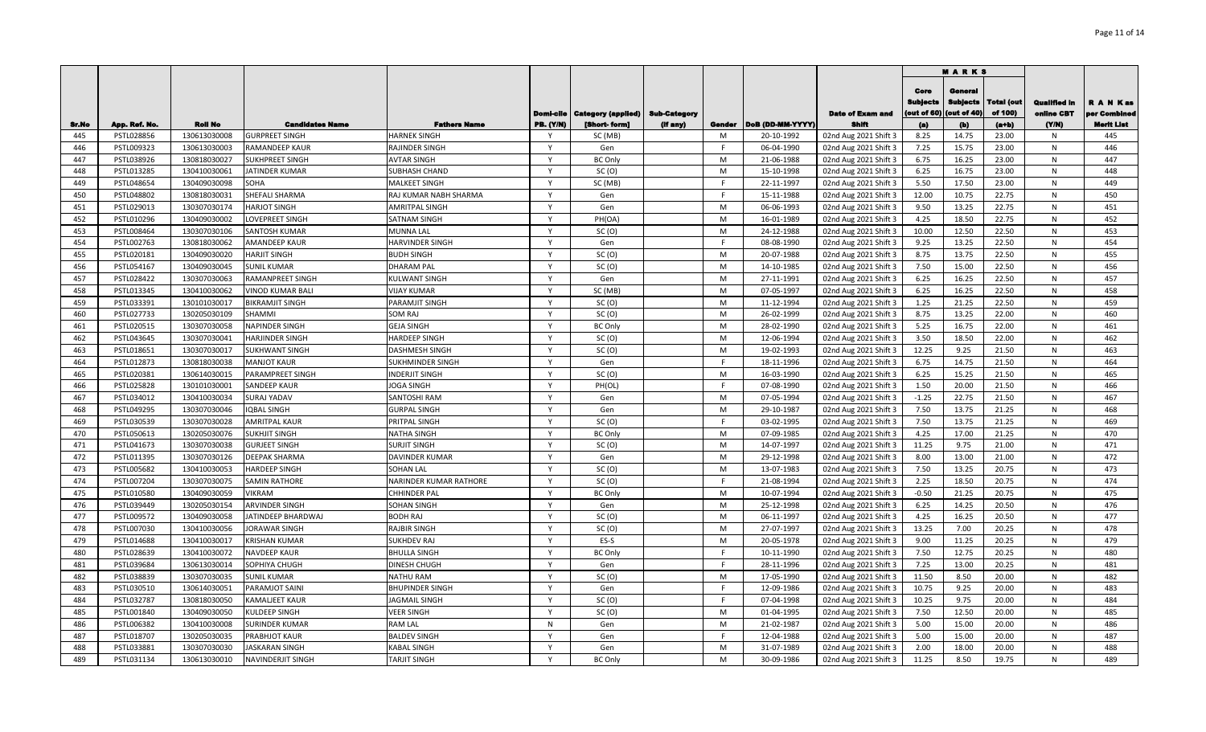| Sr.No | App. Ref. No. | Roll No | Candidates Name | Fathers Name | Domi-cile PB. (Y/N) | Category (applied) [Short- form] | Sub-Category (If any) | Gender | DoB (DD-MM-YYYY) | Date of Exam and Shift | MARKS | | | Qualified in online CBT (Y/N) | R A N K as per Combined Merit List |
|---|---|---|---|---|---|---|---|---|---|---|---|---|---|---|---|
| | | | | | | | | | | | Core Subjects (out of 60) (a) | General Subjects (out of 40) (b) | Total (out of 100) (a+b) | | |
| 445 | PSTL028856 | 130613030008 | GURPREET SINGH | HARNEK SINGH | Y | SC (MB) | | M | 20-10-1992 | 02nd Aug 2021 Shift 3 | 8.25 | 14.75 | 23.00 | N | 445 |
| 446 | PSTL009323 | 130613030003 | RAMANDEEP KAUR | RAJINDER SINGH | Y | Gen | | F | 06-04-1990 | 02nd Aug 2021 Shift 3 | 7.25 | 15.75 | 23.00 | N | 446 |
| 447 | PSTL038926 | 130818030027 | SUKHPREET SINGH | AVTAR SINGH | Y | BC Only | | M | 21-06-1988 | 02nd Aug 2021 Shift 3 | 6.75 | 16.25 | 23.00 | N | 447 |
| 448 | PSTL013285 | 130410030061 | JATINDER KUMAR | SUBHASH CHAND | Y | SC (O) | | M | 15-10-1998 | 02nd Aug 2021 Shift 3 | 6.25 | 16.75 | 23.00 | N | 448 |
| 449 | PSTL048654 | 130409030098 | SOHA | MALKEET SINGH | Y | SC (MB) | | F | 22-11-1997 | 02nd Aug 2021 Shift 3 | 5.50 | 17.50 | 23.00 | N | 449 |
| 450 | PSTL048802 | 130818030031 | SHEFALI SHARMA | RAJ KUMAR NABH SHARMA | Y | Gen | | F | 15-11-1988 | 02nd Aug 2021 Shift 3 | 12.00 | 10.75 | 22.75 | N | 450 |
| 451 | PSTL029013 | 130307030174 | HARJOT SINGH | AMRITPAL SINGH | Y | Gen | | M | 06-06-1993 | 02nd Aug 2021 Shift 3 | 9.50 | 13.25 | 22.75 | N | 451 |
| 452 | PSTL010296 | 130409030002 | LOVEPREET SINGH | SATNAM SINGH | Y | PH(OA) | | M | 16-01-1989 | 02nd Aug 2021 Shift 3 | 4.25 | 18.50 | 22.75 | N | 452 |
| 453 | PSTL008464 | 130307030106 | SANTOSH KUMAR | MUNNA LAL | Y | SC (O) | | M | 24-12-1988 | 02nd Aug 2021 Shift 3 | 10.00 | 12.50 | 22.50 | N | 453 |
| 454 | PSTL002763 | 130818030062 | AMANDEEP KAUR | HARVINDER SINGH | Y | Gen | | F | 08-08-1990 | 02nd Aug 2021 Shift 3 | 9.25 | 13.25 | 22.50 | N | 454 |
| 455 | PSTL020181 | 130409030020 | HARJIT SINGH | BUDH SINGH | Y | SC (O) | | M | 20-07-1988 | 02nd Aug 2021 Shift 3 | 8.75 | 13.75 | 22.50 | N | 455 |
| 456 | PSTL054167 | 130409030045 | SUNIL KUMAR | DHARAM PAL | Y | SC (O) | | M | 14-10-1985 | 02nd Aug 2021 Shift 3 | 7.50 | 15.00 | 22.50 | N | 456 |
| 457 | PSTL028422 | 130307030063 | RAMANPREET SINGH | KULWANT SINGH | Y | Gen | | M | 27-11-1991 | 02nd Aug 2021 Shift 3 | 6.25 | 16.25 | 22.50 | N | 457 |
| 458 | PSTL013345 | 130410030062 | VINOD KUMAR BALI | VIJAY KUMAR | Y | SC (MB) | | M | 07-05-1997 | 02nd Aug 2021 Shift 3 | 6.25 | 16.25 | 22.50 | N | 458 |
| 459 | PSTL033391 | 130101030017 | BIKRAMJIT SINGH | PARAMJIT SINGH | Y | SC (O) | | M | 11-12-1994 | 02nd Aug 2021 Shift 3 | 1.25 | 21.25 | 22.50 | N | 459 |
| 460 | PSTL027733 | 130205030109 | SHAMMI | SOM RAJ | Y | SC (O) | | M | 26-02-1999 | 02nd Aug 2021 Shift 3 | 8.75 | 13.25 | 22.00 | N | 460 |
| 461 | PSTL020515 | 130307030058 | NAPINDER SINGH | GEJA SINGH | Y | BC Only | | M | 28-02-1990 | 02nd Aug 2021 Shift 3 | 5.25 | 16.75 | 22.00 | N | 461 |
| 462 | PSTL043645 | 130307030041 | HARJINDER SINGH | HARDEEP SINGH | Y | SC (O) | | M | 12-06-1994 | 02nd Aug 2021 Shift 3 | 3.50 | 18.50 | 22.00 | N | 462 |
| 463 | PSTL018651 | 130307030017 | SUKHWANT SINGH | DASHMESH SINGH | Y | SC (O) | | M | 19-02-1993 | 02nd Aug 2021 Shift 3 | 12.25 | 9.25 | 21.50 | N | 463 |
| 464 | PSTL012873 | 130818030038 | MANJOT KAUR | SUKHMINDER SINGH | Y | Gen | | F | 18-11-1996 | 02nd Aug 2021 Shift 3 | 6.75 | 14.75 | 21.50 | N | 464 |
| 465 | PSTL020381 | 130614030015 | PARAMPREET SINGH | INDERJIT SINGH | Y | SC (O) | | M | 16-03-1990 | 02nd Aug 2021 Shift 3 | 6.25 | 15.25 | 21.50 | N | 465 |
| 466 | PSTL025828 | 130101030001 | SANDEEP KAUR | JOGA SINGH | Y | PH(OL) | | F | 07-08-1990 | 02nd Aug 2021 Shift 3 | 1.50 | 20.00 | 21.50 | N | 466 |
| 467 | PSTL034012 | 130410030034 | SURAJ YADAV | SANTOSHI RAM | Y | Gen | | M | 07-05-1994 | 02nd Aug 2021 Shift 3 | -1.25 | 22.75 | 21.50 | N | 467 |
| 468 | PSTL049295 | 130307030046 | IQBAL SINGH | GURPAL SINGH | Y | Gen | | M | 29-10-1987 | 02nd Aug 2021 Shift 3 | 7.50 | 13.75 | 21.25 | N | 468 |
| 469 | PSTL030539 | 130307030028 | AMRITPAL KAUR | PRITPAL SINGH | Y | SC (O) | | F | 03-02-1995 | 02nd Aug 2021 Shift 3 | 7.50 | 13.75 | 21.25 | N | 469 |
| 470 | PSTL050613 | 130205030076 | SUKHJIT SINGH | NATHA SINGH | Y | BC Only | | M | 07-09-1985 | 02nd Aug 2021 Shift 3 | 4.25 | 17.00 | 21.25 | N | 470 |
| 471 | PSTL041673 | 130307030038 | GURJEET SINGH | SURJIT SINGH | Y | SC (O) | | M | 14-07-1997 | 02nd Aug 2021 Shift 3 | 11.25 | 9.75 | 21.00 | N | 471 |
| 472 | PSTL011395 | 130307030126 | DEEPAK SHARMA | DAVINDER KUMAR | Y | Gen | | M | 29-12-1998 | 02nd Aug 2021 Shift 3 | 8.00 | 13.00 | 21.00 | N | 472 |
| 473 | PSTL005682 | 130410030053 | HARDEEP SINGH | SOHAN LAL | Y | SC (O) | | M | 13-07-1983 | 02nd Aug 2021 Shift 3 | 7.50 | 13.25 | 20.75 | N | 473 |
| 474 | PSTL007204 | 130307030075 | SAMIN RATHORE | NARINDER KUMAR RATHORE | Y | SC (O) | | F | 21-08-1994 | 02nd Aug 2021 Shift 3 | 2.25 | 18.50 | 20.75 | N | 474 |
| 475 | PSTL010580 | 130409030059 | VIKRAM | CHHINDER PAL | Y | BC Only | | M | 10-07-1994 | 02nd Aug 2021 Shift 3 | -0.50 | 21.25 | 20.75 | N | 475 |
| 476 | PSTL039449 | 130205030154 | ARVINDER SINGH | SOHAN SINGH | Y | Gen | | M | 25-12-1998 | 02nd Aug 2021 Shift 3 | 6.25 | 14.25 | 20.50 | N | 476 |
| 477 | PSTL009572 | 130409030058 | JATINDEEP BHARDWAJ | BODH RAJ | Y | SC (O) | | M | 06-11-1997 | 02nd Aug 2021 Shift 3 | 4.25 | 16.25 | 20.50 | N | 477 |
| 478 | PSTL007030 | 130410030056 | JORAWAR SINGH | RAJBIR SINGH | Y | SC (O) | | M | 27-07-1997 | 02nd Aug 2021 Shift 3 | 13.25 | 7.00 | 20.25 | N | 478 |
| 479 | PSTL014688 | 130410030017 | KRISHAN KUMAR | SUKHDEV RAJ | Y | ES-S | | M | 20-05-1978 | 02nd Aug 2021 Shift 3 | 9.00 | 11.25 | 20.25 | N | 479 |
| 480 | PSTL028639 | 130410030072 | NAVDEEP KAUR | BHULLA SINGH | Y | BC Only | | F | 10-11-1990 | 02nd Aug 2021 Shift 3 | 7.50 | 12.75 | 20.25 | N | 480 |
| 481 | PSTL039684 | 130613030014 | SOPHIYA CHUGH | DINESH CHUGH | Y | Gen | | F | 28-11-1996 | 02nd Aug 2021 Shift 3 | 7.25 | 13.00 | 20.25 | N | 481 |
| 482 | PSTL038839 | 130307030035 | SUNIL KUMAR | NATHU RAM | Y | SC (O) | | M | 17-05-1990 | 02nd Aug 2021 Shift 3 | 11.50 | 8.50 | 20.00 | N | 482 |
| 483 | PSTL030510 | 130614030051 | PARAMJOT SAINI | BHUPINDER SINGH | Y | Gen | | F | 12-09-1986 | 02nd Aug 2021 Shift 3 | 10.75 | 9.25 | 20.00 | N | 483 |
| 484 | PSTL032787 | 130818030050 | KAMALJEET KAUR | JAGMAIL SINGH | Y | SC (O) | | F | 07-04-1998 | 02nd Aug 2021 Shift 3 | 10.25 | 9.75 | 20.00 | N | 484 |
| 485 | PSTL001840 | 130409030050 | KULDEEP SINGH | VEER SINGH | Y | SC (O) | | M | 01-04-1995 | 02nd Aug 2021 Shift 3 | 7.50 | 12.50 | 20.00 | N | 485 |
| 486 | PSTL006382 | 130410030008 | SURINDER KUMAR | RAM LAL | N | Gen | | M | 21-02-1987 | 02nd Aug 2021 Shift 3 | 5.00 | 15.00 | 20.00 | N | 486 |
| 487 | PSTL018707 | 130205030035 | PRABHJOT KAUR | BALDEV SINGH | Y | Gen | | F | 12-04-1988 | 02nd Aug 2021 Shift 3 | 5.00 | 15.00 | 20.00 | N | 487 |
| 488 | PSTL033881 | 130307030030 | JASKARAN SINGH | KABAL SINGH | Y | Gen | | M | 31-07-1989 | 02nd Aug 2021 Shift 3 | 2.00 | 18.00 | 20.00 | N | 488 |
| 489 | PSTL031134 | 130613030010 | NAVINDERJIT SINGH | TARJIT SINGH | Y | BC Only | | M | 30-09-1986 | 02nd Aug 2021 Shift 3 | 11.25 | 8.50 | 19.75 | N | 489 |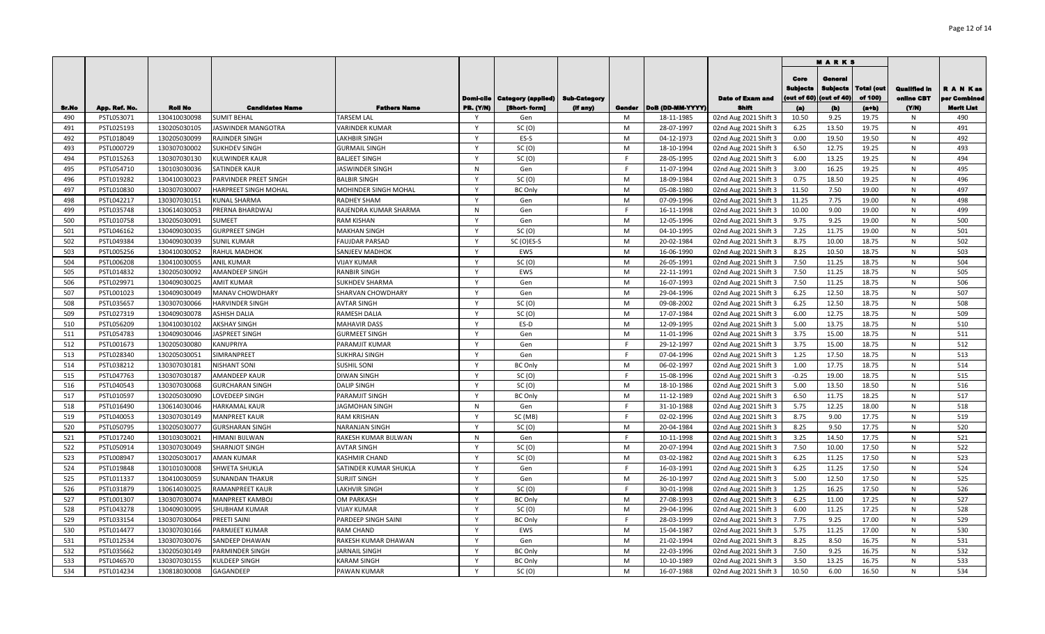| Sr.No | App. Ref. No. | Roll No | Candidates Name | Fathers Name | Domi-cile PB. (Y/N) | Category (applied) [Short- form] | Sub-Category (if any) | Gender | DoB (DD-MM-YYYY) | Date of Exam and Shift | MARKS | | | Qualified in online CBT (Y/N) | R A N K as per Combined Merit List |
|---|---|---|---|---|---|---|---|---|---|---|---|---|---|---|---|
| | | | | | | | | | | | Core Subjects (out of 60) (a) | General Subjects (out of 40) (b) | Total (out of 100) (a+b) | | |
| 490 | PSTL053071 | 130410030098 | SUMIT BEHAL | TARSEM LAL | Y | Gen | | M | 18-11-1985 | 02nd Aug 2021 Shift 3 | 10.50 | 9.25 | 19.75 | N | 490 |
| 491 | PSTL025193 | 130205030105 | JASWINDER MANGOTRA | VARINDER KUMAR | Y | SC (O) | | M | 28-07-1997 | 02nd Aug 2021 Shift 3 | 6.25 | 13.50 | 19.75 | N | 491 |
| 492 | PSTL018049 | 130205030099 | RAJINDER SINGH | LAKHBIR SINGH | Y | ES-S | | M | 04-12-1973 | 02nd Aug 2021 Shift 3 | 0.00 | 19.50 | 19.50 | N | 492 |
| 493 | PSTL000729 | 130307030002 | SUKHDEV SINGH | GURMAIL SINGH | Y | SC (O) | | M | 18-10-1994 | 02nd Aug 2021 Shift 3 | 6.50 | 12.75 | 19.25 | N | 493 |
| 494 | PSTL015263 | 130307030130 | KULWINDER KAUR | BALJEET SINGH | Y | SC (O) | | F | 28-05-1995 | 02nd Aug 2021 Shift 3 | 6.00 | 13.25 | 19.25 | N | 494 |
| 495 | PSTL054710 | 130103030036 | SATINDER KAUR | JASWINDER SINGH | N | Gen | | F | 11-07-1994 | 02nd Aug 2021 Shift 3 | 3.00 | 16.25 | 19.25 | N | 495 |
| 496 | PSTL019282 | 130410030023 | PARVINDER PREET SINGH | BALBIR SINGH | Y | SC (O) | | M | 18-09-1984 | 02nd Aug 2021 Shift 3 | 0.75 | 18.50 | 19.25 | N | 496 |
| 497 | PSTL010830 | 130307030007 | HARPREET SINGH MOHAL | MOHINDER SINGH MOHAL | Y | BC Only | | M | 05-08-1980 | 02nd Aug 2021 Shift 3 | 11.50 | 7.50 | 19.00 | N | 497 |
| 498 | PSTL042217 | 130307030151 | KUNAL SHARMA | RADHEY SHAM | Y | Gen | | M | 07-09-1996 | 02nd Aug 2021 Shift 3 | 11.25 | 7.75 | 19.00 | N | 498 |
| 499 | PSTL035748 | 130614030053 | PRERNA BHARDWAJ | RAJENDRA KUMAR SHARMA | N | Gen | | F | 16-11-1998 | 02nd Aug 2021 Shift 3 | 10.00 | 9.00 | 19.00 | N | 499 |
| 500 | PSTL010758 | 130205030091 | SUMEET | RAM KISHAN | Y | Gen | | M | 12-05-1996 | 02nd Aug 2021 Shift 3 | 9.75 | 9.25 | 19.00 | N | 500 |
| 501 | PSTL046162 | 130409030035 | GURPREET SINGH | MAKHAN SINGH | Y | SC (O) | | M | 04-10-1995 | 02nd Aug 2021 Shift 3 | 7.25 | 11.75 | 19.00 | N | 501 |
| 502 | PSTL049384 | 130409030039 | SUNIL KUMAR | FAUJDAR PARSAD | Y | SC (O)ES-S | | M | 20-02-1984 | 02nd Aug 2021 Shift 3 | 8.75 | 10.00 | 18.75 | N | 502 |
| 503 | PSTL005256 | 130410030052 | RAHUL MADHOK | SANJEEV MADHOK | Y | EWS | | M | 16-06-1990 | 02nd Aug 2021 Shift 3 | 8.25 | 10.50 | 18.75 | N | 503 |
| 504 | PSTL006208 | 130410030055 | ANIL KUMAR | VIJAY KUMAR | Y | SC (O) | | M | 26-05-1991 | 02nd Aug 2021 Shift 3 | 7.50 | 11.25 | 18.75 | N | 504 |
| 505 | PSTL014832 | 130205030092 | AMANDEEP SINGH | RANBIR SINGH | Y | EWS | | M | 22-11-1991 | 02nd Aug 2021 Shift 3 | 7.50 | 11.25 | 18.75 | N | 505 |
| 506 | PSTL029971 | 130409030025 | AMIT KUMAR | SUKHDEV SHARMA | Y | Gen | | M | 16-07-1993 | 02nd Aug 2021 Shift 3 | 7.50 | 11.25 | 18.75 | N | 506 |
| 507 | PSTL001023 | 130409030049 | MANAV CHOWDHARY | SHARVAN CHOWDHARY | Y | Gen | | M | 29-04-1996 | 02nd Aug 2021 Shift 3 | 6.25 | 12.50 | 18.75 | N | 507 |
| 508 | PSTL035657 | 130307030066 | HARVINDER SINGH | AVTAR SINGH | Y | SC (O) | | M | 09-08-2002 | 02nd Aug 2021 Shift 3 | 6.25 | 12.50 | 18.75 | N | 508 |
| 509 | PSTL027319 | 130409030078 | ASHISH DALIA | RAMESH DALIA | Y | SC (O) | | M | 17-07-1984 | 02nd Aug 2021 Shift 3 | 6.00 | 12.75 | 18.75 | N | 509 |
| 510 | PSTL056209 | 130410030102 | AKSHAY SINGH | MAHAVIR DASS | Y | ES-D | | M | 12-09-1995 | 02nd Aug 2021 Shift 3 | 5.00 | 13.75 | 18.75 | N | 510 |
| 511 | PSTL054783 | 130409030046 | JASPREET SINGH | GURMEET SINGH | Y | Gen | | M | 11-01-1996 | 02nd Aug 2021 Shift 3 | 3.75 | 15.00 | 18.75 | N | 511 |
| 512 | PSTL001673 | 130205030080 | KANUPRIYA | PARAMJIT KUMAR | Y | Gen | | F | 29-12-1997 | 02nd Aug 2021 Shift 3 | 3.75 | 15.00 | 18.75 | N | 512 |
| 513 | PSTL028340 | 130205030051 | SIMRANPREET | SUKHRAJ SINGH | Y | Gen | | F | 07-04-1996 | 02nd Aug 2021 Shift 3 | 1.25 | 17.50 | 18.75 | N | 513 |
| 514 | PSTL038212 | 130307030181 | NISHANT SONI | SUSHIL SONI | Y | BC Only | | M | 06-02-1997 | 02nd Aug 2021 Shift 3 | 1.00 | 17.75 | 18.75 | N | 514 |
| 515 | PSTL047763 | 130307030187 | AMANDEEP KAUR | DIWAN SINGH | Y | SC (O) | | F | 15-08-1996 | 02nd Aug 2021 Shift 3 | -0.25 | 19.00 | 18.75 | N | 515 |
| 516 | PSTL040543 | 130307030068 | GURCHARAN SINGH | DALIP SINGH | Y | SC (O) | | M | 18-10-1986 | 02nd Aug 2021 Shift 3 | 5.00 | 13.50 | 18.50 | N | 516 |
| 517 | PSTL010597 | 130205030090 | LOVEDEEP SINGH | PARAMJIT SINGH | Y | BC Only | | M | 11-12-1989 | 02nd Aug 2021 Shift 3 | 6.50 | 11.75 | 18.25 | N | 517 |
| 518 | PSTL016490 | 130614030046 | HARKAMAL KAUR | JAGMOHAN SINGH | N | Gen | | F | 31-10-1988 | 02nd Aug 2021 Shift 3 | 5.75 | 12.25 | 18.00 | N | 518 |
| 519 | PSTL040053 | 130307030149 | MANPREET KAUR | RAM KRISHAN | Y | SC (MB) | | F | 02-02-1996 | 02nd Aug 2021 Shift 3 | 8.75 | 9.00 | 17.75 | N | 519 |
| 520 | PSTL050795 | 130205030077 | GURSHARAN SINGH | NARANJAN SINGH | Y | SC (O) | | M | 20-04-1984 | 02nd Aug 2021 Shift 3 | 8.25 | 9.50 | 17.75 | N | 520 |
| 521 | PSTL017240 | 130103030021 | HIMANI BIJLWAN | RAKESH KUMAR BIJLWAN | N | Gen | | F | 10-11-1998 | 02nd Aug 2021 Shift 3 | 3.25 | 14.50 | 17.75 | N | 521 |
| 522 | PSTL050914 | 130307030049 | SHARNJOT SINGH | AVTAR SINGH | Y | SC (O) | | M | 20-07-1994 | 02nd Aug 2021 Shift 3 | 7.50 | 10.00 | 17.50 | N | 522 |
| 523 | PSTL008947 | 130205030017 | AMAN KUMAR | KASHMIR CHAND | Y | SC (O) | | M | 03-02-1982 | 02nd Aug 2021 Shift 3 | 6.25 | 11.25 | 17.50 | N | 523 |
| 524 | PSTL019848 | 130101030008 | SHWETA SHUKLA | SATINDER KUMAR SHUKLA | Y | Gen | | F | 16-03-1991 | 02nd Aug 2021 Shift 3 | 6.25 | 11.25 | 17.50 | N | 524 |
| 525 | PSTL011337 | 130410030059 | SUNANDAN THAKUR | SURJIT SINGH | Y | Gen | | M | 26-10-1997 | 02nd Aug 2021 Shift 3 | 5.00 | 12.50 | 17.50 | N | 525 |
| 526 | PSTL031879 | 130614030025 | RAMANPREET KAUR | LAKHVIR SINGH | Y | SC (O) | | F | 30-01-1998 | 02nd Aug 2021 Shift 3 | 1.25 | 16.25 | 17.50 | N | 526 |
| 527 | PSTL001307 | 130307030074 | MANPREET KAMBOJ | OM PARKASH | Y | BC Only | | M | 27-08-1993 | 02nd Aug 2021 Shift 3 | 6.25 | 11.00 | 17.25 | N | 527 |
| 528 | PSTL043278 | 130409030095 | SHUBHAM KUMAR | VIJAY KUMAR | Y | SC (O) | | M | 29-04-1996 | 02nd Aug 2021 Shift 3 | 6.00 | 11.25 | 17.25 | N | 528 |
| 529 | PSTL033154 | 130307030064 | PREETI SAINI | PARDEEP SINGH SAINI | Y | BC Only | | F | 28-03-1999 | 02nd Aug 2021 Shift 3 | 7.75 | 9.25 | 17.00 | N | 529 |
| 530 | PSTL014477 | 130307030166 | PARMJEET KUMAR | RAM CHAND | Y | EWS | | M | 15-04-1987 | 02nd Aug 2021 Shift 3 | 5.75 | 11.25 | 17.00 | N | 530 |
| 531 | PSTL012534 | 130307030076 | SANDEEP DHAWAN | RAKESH KUMAR DHAWAN | Y | Gen | | M | 21-02-1994 | 02nd Aug 2021 Shift 3 | 8.25 | 8.50 | 16.75 | N | 531 |
| 532 | PSTL035662 | 130205030149 | PARMINDER SINGH | JARNAIL SINGH | Y | BC Only | | M | 22-03-1996 | 02nd Aug 2021 Shift 3 | 7.50 | 9.25 | 16.75 | N | 532 |
| 533 | PSTL046570 | 130307030155 | KULDEEP SINGH | KARAM SINGH | Y | BC Only | | M | 10-10-1989 | 02nd Aug 2021 Shift 3 | 3.50 | 13.25 | 16.75 | N | 533 |
| 534 | PSTL014234 | 130818030008 | GAGANDEEP | PAWAN KUMAR | Y | SC (O) | | M | 16-07-1988 | 02nd Aug 2021 Shift 3 | 10.50 | 6.00 | 16.50 | N | 534 |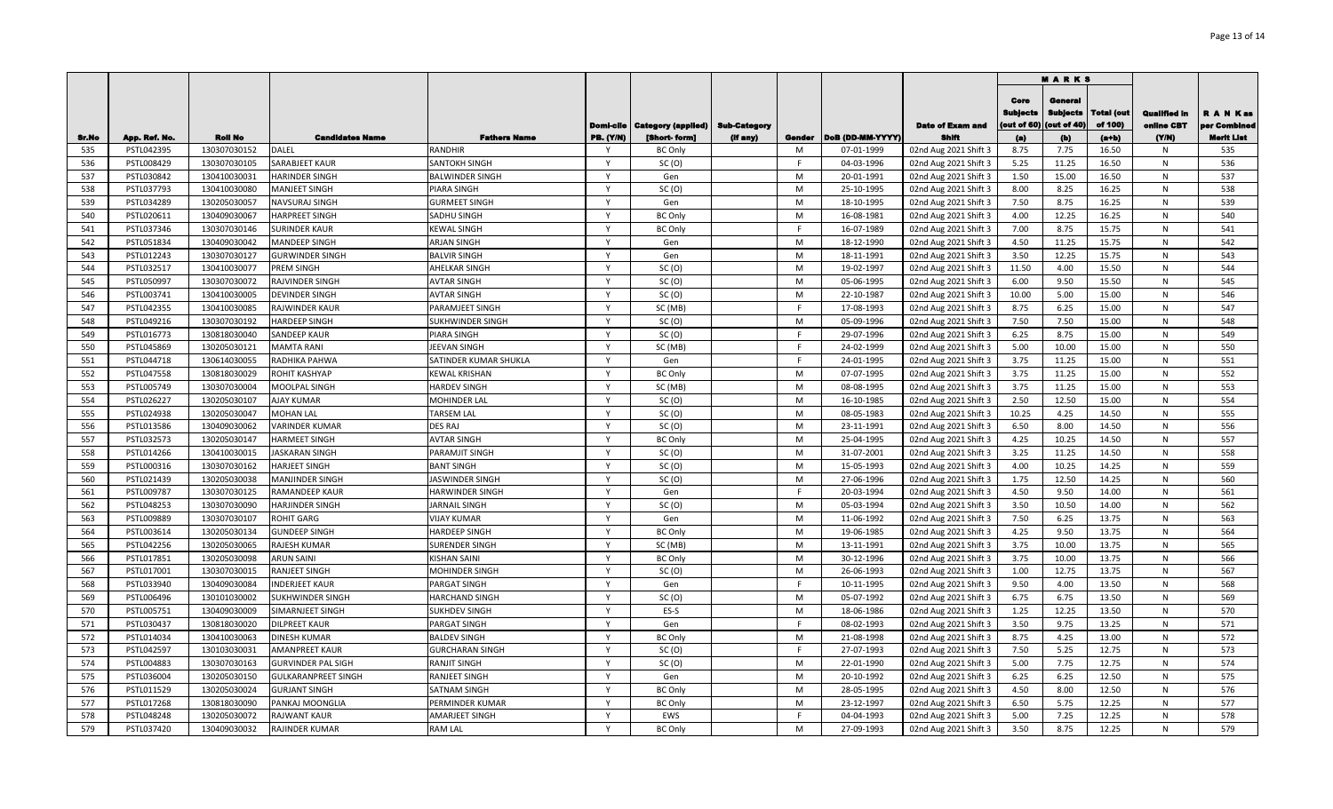| Sr.No | App. Ref. No. | Roll No | Candidates Name | Fathers Name | Domi-cile PB. (Y/N) | Category (applied) [Short- form] | Sub-Category (If any) | Gender | DoB (DD-MM-YYYY) | Date of Exam and Shift | MARKS | | | Qualified in online CBT (Y/N) | R A N K as per Combined Merit List |
|---|---|---|---|---|---|---|---|---|---|---|---|---|---|---|---|
| | | | | | | | | | | | Core Subjects (out of 60) (a) | General Subjects (out of 40) (b) | Total (out of 100) (a+b) | | |
| 535 | PSTL042395 | 130307030152 | DALEL | RANDHIR | Y | BC Only | | M | 07-01-1999 | 02nd Aug 2021 Shift 3 | 8.75 | 7.75 | 16.50 | N | 535 |
| 536 | PSTL008429 | 130307030105 | SARABJEET KAUR | SANTOKH SINGH | Y | SC (O) | | F | 04-03-1996 | 02nd Aug 2021 Shift 3 | 5.25 | 11.25 | 16.50 | N | 536 |
| 537 | PSTL030842 | 130410030031 | HARINDER SINGH | BALWINDER SINGH | Y | Gen | | M | 20-01-1991 | 02nd Aug 2021 Shift 3 | 1.50 | 15.00 | 16.50 | N | 537 |
| 538 | PSTL037793 | 130410030080 | MANJEET SINGH | PIARA SINGH | Y | SC (O) | | M | 25-10-1995 | 02nd Aug 2021 Shift 3 | 8.00 | 8.25 | 16.25 | N | 538 |
| 539 | PSTL034289 | 130205030057 | NAVSURAJ SINGH | GURMEET SINGH | Y | Gen | | M | 18-10-1995 | 02nd Aug 2021 Shift 3 | 7.50 | 8.75 | 16.25 | N | 539 |
| 540 | PSTL020611 | 130409030067 | HARPREET SINGH | SADHU SINGH | Y | BC Only | | M | 16-08-1981 | 02nd Aug 2021 Shift 3 | 4.00 | 12.25 | 16.25 | N | 540 |
| 541 | PSTL037346 | 130307030146 | SURINDER KAUR | KEWAL SINGH | Y | BC Only | | F | 16-07-1989 | 02nd Aug 2021 Shift 3 | 7.00 | 8.75 | 15.75 | N | 541 |
| 542 | PSTL051834 | 130409030042 | MANDEEP SINGH | ARJAN SINGH | Y | Gen | | M | 18-12-1990 | 02nd Aug 2021 Shift 3 | 4.50 | 11.25 | 15.75 | N | 542 |
| 543 | PSTL012243 | 130307030127 | GURWINDER SINGH | BALVIR SINGH | Y | Gen | | M | 18-11-1991 | 02nd Aug 2021 Shift 3 | 3.50 | 12.25 | 15.75 | N | 543 |
| 544 | PSTL032517 | 130410030077 | PREM SINGH | AHELKAR SINGH | Y | SC (O) | | M | 19-02-1997 | 02nd Aug 2021 Shift 3 | 11.50 | 4.00 | 15.50 | N | 544 |
| 545 | PSTL050997 | 130307030072 | RAJVINDER SINGH | AVTAR SINGH | Y | SC (O) | | M | 05-06-1995 | 02nd Aug 2021 Shift 3 | 6.00 | 9.50 | 15.50 | N | 545 |
| 546 | PSTL003741 | 130410030005 | DEVINDER SINGH | AVTAR SINGH | Y | SC (O) | | M | 22-10-1987 | 02nd Aug 2021 Shift 3 | 10.00 | 5.00 | 15.00 | N | 546 |
| 547 | PSTL042355 | 130410030085 | RAJWINDER KAUR | PARAMJEET SINGH | Y | SC (MB) | | F | 17-08-1993 | 02nd Aug 2021 Shift 3 | 8.75 | 6.25 | 15.00 | N | 547 |
| 548 | PSTL049216 | 130307030192 | HARDEEP SINGH | SUKHWINDER SINGH | Y | SC (O) | | M | 05-09-1996 | 02nd Aug 2021 Shift 3 | 7.50 | 7.50 | 15.00 | N | 548 |
| 549 | PSTL016773 | 130818030040 | SANDEEP KAUR | PIARA SINGH | Y | SC (O) | | F | 29-07-1996 | 02nd Aug 2021 Shift 3 | 6.25 | 8.75 | 15.00 | N | 549 |
| 550 | PSTL045869 | 130205030121 | MAMTA RANI | JEEVAN SINGH | Y | SC (MB) | | F | 24-02-1999 | 02nd Aug 2021 Shift 3 | 5.00 | 10.00 | 15.00 | N | 550 |
| 551 | PSTL044718 | 130614030055 | RADHIKA PAHWA | SATINDER KUMAR SHUKLA | Y | Gen | | F | 24-01-1995 | 02nd Aug 2021 Shift 3 | 3.75 | 11.25 | 15.00 | N | 551 |
| 552 | PSTL047558 | 130818030029 | ROHIT KASHYAP | KEWAL KRISHAN | Y | BC Only | | M | 07-07-1995 | 02nd Aug 2021 Shift 3 | 3.75 | 11.25 | 15.00 | N | 552 |
| 553 | PSTL005749 | 130307030004 | MOOLPAL SINGH | HARDEV SINGH | Y | SC (MB) | | M | 08-08-1995 | 02nd Aug 2021 Shift 3 | 3.75 | 11.25 | 15.00 | N | 553 |
| 554 | PSTL026227 | 130205030107 | AJAY KUMAR | MOHINDER LAL | Y | SC (O) | | M | 16-10-1985 | 02nd Aug 2021 Shift 3 | 2.50 | 12.50 | 15.00 | N | 554 |
| 555 | PSTL024938 | 130205030047 | MOHAN LAL | TARSEM LAL | Y | SC (O) | | M | 08-05-1983 | 02nd Aug 2021 Shift 3 | 10.25 | 4.25 | 14.50 | N | 555 |
| 556 | PSTL013586 | 130409030062 | VARINDER KUMAR | DES RAJ | Y | SC (O) | | M | 23-11-1991 | 02nd Aug 2021 Shift 3 | 6.50 | 8.00 | 14.50 | N | 556 |
| 557 | PSTL032573 | 130205030147 | HARMEET SINGH | AVTAR SINGH | Y | BC Only | | M | 25-04-1995 | 02nd Aug 2021 Shift 3 | 4.25 | 10.25 | 14.50 | N | 557 |
| 558 | PSTL014266 | 130410030015 | JASKARAN SINGH | PARAMJIT SINGH | Y | SC (O) | | M | 31-07-2001 | 02nd Aug 2021 Shift 3 | 3.25 | 11.25 | 14.50 | N | 558 |
| 559 | PSTL000316 | 130307030162 | HARJEET SINGH | BANT SINGH | Y | SC (O) | | M | 15-05-1993 | 02nd Aug 2021 Shift 3 | 4.00 | 10.25 | 14.25 | N | 559 |
| 560 | PSTL021439 | 130205030038 | MANJINDER SINGH | JASWINDER SINGH | Y | SC (O) | | M | 27-06-1996 | 02nd Aug 2021 Shift 3 | 1.75 | 12.50 | 14.25 | N | 560 |
| 561 | PSTL009787 | 130307030125 | RAMANDEEP KAUR | HARWINDER SINGH | Y | Gen | | F | 20-03-1994 | 02nd Aug 2021 Shift 3 | 4.50 | 9.50 | 14.00 | N | 561 |
| 562 | PSTL048253 | 130307030090 | HARJINDER SINGH | JARNAIL SINGH | Y | SC (O) | | M | 05-03-1994 | 02nd Aug 2021 Shift 3 | 3.50 | 10.50 | 14.00 | N | 562 |
| 563 | PSTL009889 | 130307030107 | ROHIT GARG | VIJAY KUMAR | Y | Gen | | M | 11-06-1992 | 02nd Aug 2021 Shift 3 | 7.50 | 6.25 | 13.75 | N | 563 |
| 564 | PSTL003614 | 130205030134 | GUNDEEP SINGH | HARDEEP SINGH | Y | BC Only | | M | 19-06-1985 | 02nd Aug 2021 Shift 3 | 4.25 | 9.50 | 13.75 | N | 564 |
| 565 | PSTL042256 | 130205030065 | RAJESH KUMAR | SURENDER SINGH | Y | SC (MB) | | M | 13-11-1991 | 02nd Aug 2021 Shift 3 | 3.75 | 10.00 | 13.75 | N | 565 |
| 566 | PSTL017851 | 130205030098 | ARUN SAINI | KISHAN SAINI | Y | BC Only | | M | 30-12-1996 | 02nd Aug 2021 Shift 3 | 3.75 | 10.00 | 13.75 | N | 566 |
| 567 | PSTL017001 | 130307030015 | RANJEET SINGH | MOHINDER SINGH | Y | SC (O) | | M | 26-06-1993 | 02nd Aug 2021 Shift 3 | 1.00 | 12.75 | 13.75 | N | 567 |
| 568 | PSTL033940 | 130409030084 | INDERJEET KAUR | PARGAT SINGH | Y | Gen | | F | 10-11-1995 | 02nd Aug 2021 Shift 3 | 9.50 | 4.00 | 13.50 | N | 568 |
| 569 | PSTL006496 | 130101030002 | SUKHWINDER SINGH | HARCHAND SINGH | Y | SC (O) | | M | 05-07-1992 | 02nd Aug 2021 Shift 3 | 6.75 | 6.75 | 13.50 | N | 569 |
| 570 | PSTL005751 | 130409030009 | SIMARNJEET SINGH | SUKHDEV SINGH | Y | ES-S | | M | 18-06-1986 | 02nd Aug 2021 Shift 3 | 1.25 | 12.25 | 13.50 | N | 570 |
| 571 | PSTL030437 | 130818030020 | DILPREET KAUR | PARGAT SINGH | Y | Gen | | F | 08-02-1993 | 02nd Aug 2021 Shift 3 | 3.50 | 9.75 | 13.25 | N | 571 |
| 572 | PSTL014034 | 130410030063 | DINESH KUMAR | BALDEV SINGH | Y | BC Only | | M | 21-08-1998 | 02nd Aug 2021 Shift 3 | 8.75 | 4.25 | 13.00 | N | 572 |
| 573 | PSTL042597 | 130103030031 | AMANPREET KAUR | GURCHARAN SINGH | Y | SC (O) | | F | 27-07-1993 | 02nd Aug 2021 Shift 3 | 7.50 | 5.25 | 12.75 | N | 573 |
| 574 | PSTL004883 | 130307030163 | GURVINDER PAL SIGH | RANJIT SINGH | Y | SC (O) | | M | 22-01-1990 | 02nd Aug 2021 Shift 3 | 5.00 | 7.75 | 12.75 | N | 574 |
| 575 | PSTL036004 | 130205030150 | GULKARANPREET SINGH | RANJEET SINGH | Y | Gen | | M | 20-10-1992 | 02nd Aug 2021 Shift 3 | 6.25 | 6.25 | 12.50 | N | 575 |
| 576 | PSTL011529 | 130205030024 | GURJANT SINGH | SATNAM SINGH | Y | BC Only | | M | 28-05-1995 | 02nd Aug 2021 Shift 3 | 4.50 | 8.00 | 12.50 | N | 576 |
| 577 | PSTL017268 | 130818030090 | PANKAJ MOONGLIA | PERMINDER KUMAR | Y | BC Only | | M | 23-12-1997 | 02nd Aug 2021 Shift 3 | 6.50 | 5.75 | 12.25 | N | 577 |
| 578 | PSTL048248 | 130205030072 | RAJWANT KAUR | AMARJEET SINGH | Y | EWS | | F | 04-04-1993 | 02nd Aug 2021 Shift 3 | 5.00 | 7.25 | 12.25 | N | 578 |
| 579 | PSTL037420 | 130409030032 | RAJINDER KUMAR | RAM LAL | Y | BC Only | | M | 27-09-1993 | 02nd Aug 2021 Shift 3 | 3.50 | 8.75 | 12.25 | N | 579 |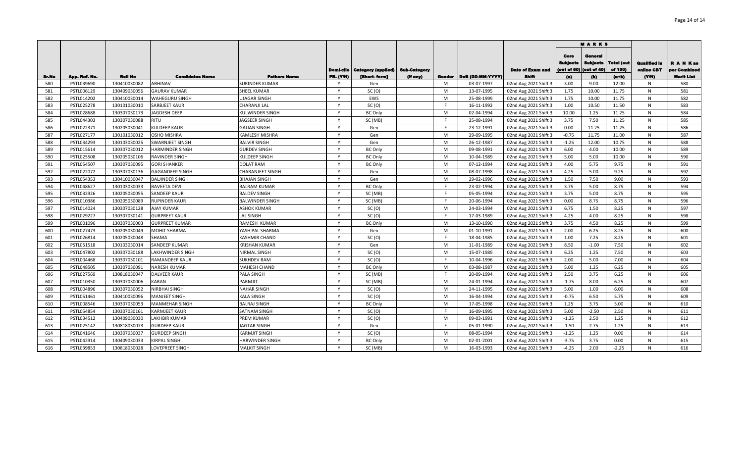| Sr.No | App. Ref. No. | Roll No | Candidates Name | Fathers Name | Domi-cile PB. (Y/N) | Category (applied) [Short- form] | Sub-Category (if any) | Gender | DoB (DD-MM-YYYY) | Date of Exam and Shift | MARKS Core Subjects (out of 60) (a) | General Subjects (out of 40) (b) | Total (out of 100) (a+b) | Qualified in online CBT (Y/N) | R A N K as per Combined Merit List |
|---|---|---|---|---|---|---|---|---|---|---|---|---|---|---|---|
| 580 | PSTL039690 | 130410030082 | ABHINAV | SURINDER KUMAR | Y | Gen | | M | 03-07-1997 | 02nd Aug 2021 Shift 3 | 3.00 | 9.00 | 12.00 | N | 580 |
| 581 | PSTL006129 | 130409030056 | GAURAV KUMAR | SHEEL KUMAR | Y | SC (O) | | M | 13-07-1995 | 02nd Aug 2021 Shift 3 | 1.75 | 10.00 | 11.75 | N | 581 |
| 582 | PSTL014202 | 130410030014 | WAHEGURU SINGH | UJAGAR SINGH | Y | EWS | | M | 25-08-1999 | 02nd Aug 2021 Shift 3 | 1.75 | 10.00 | 11.75 | N | 582 |
| 583 | PSTL025278 | 130101030010 | SARBJEET KAUR | CHARANJI LAL | Y | SC (O) | | F | 16-11-1992 | 02nd Aug 2021 Shift 3 | 1.00 | 10.50 | 11.50 | N | 583 |
| 584 | PSTL028688 | 130307030173 | JAGDESH DEEP | KULWINDER SINGH | Y | BC Only | | M | 02-04-1994 | 02nd Aug 2021 Shift 3 | 10.00 | 1.25 | 11.25 | N | 584 |
| 585 | PSTL044303 | 130307030088 | RITU | JAGSEER SINGH | Y | SC (MB) | | F | 25-08-1994 | 02nd Aug 2021 Shift 3 | 3.75 | 7.50 | 11.25 | N | 585 |
| 586 | PSTL022371 | 130205030041 | KULDEEP KAUR | GAJJAN SINGH | Y | Gen | | F | 23-12-1991 | 02nd Aug 2021 Shift 3 | 0.00 | 11.25 | 11.25 | N | 586 |
| 587 | PSTL027177 | 130101030012 | OSHO MISHRA | KAMLESH MISHRA | Y | Gen | | M | 29-09-1995 | 02nd Aug 2021 Shift 3 | -0.75 | 11.75 | 11.00 | N | 587 |
| 588 | PSTL034293 | 130103030025 | SWARNJEET SINGH | BALVIR SINGH | Y | Gen | | M | 26-12-1987 | 02nd Aug 2021 Shift 3 | -1.25 | 12.00 | 10.75 | N | 588 |
| 589 | PSTL015614 | 130307030012 | HARMINDER SINGH | GURDEV SINGH | Y | BC Only | | M | 09-08-1991 | 02nd Aug 2021 Shift 3 | 6.00 | 4.00 | 10.00 | N | 589 |
| 590 | PSTL025508 | 130205030106 | RAVINDER SINGH | KULDEEP SINGH | Y | BC Only | | M | 10-04-1989 | 02nd Aug 2021 Shift 3 | 5.00 | 5.00 | 10.00 | N | 590 |
| 591 | PSTL054507 | 130307030095 | GORI SHANKER | DOLAT RAM | Y | BC Only | | M | 07-12-1994 | 02nd Aug 2021 Shift 3 | 4.00 | 5.75 | 9.75 | N | 591 |
| 592 | PSTL022072 | 130307030136 | GAGANDEEP SINGH | CHARANJEET SINGH | Y | Gen | | M | 08-07-1998 | 02nd Aug 2021 Shift 3 | 4.25 | 5.00 | 9.25 | N | 592 |
| 593 | PSTL054353 | 130410030047 | BALJINDER SINGH | BHAJAN SINGH | Y | Gen | | M | 29-02-1996 | 02nd Aug 2021 Shift 3 | 1.50 | 7.50 | 9.00 | N | 593 |
| 594 | PSTL048627 | 130103030033 | BAVEETA DEVI | BALRAM KUMAR | Y | BC Only | | F | 23-02-1994 | 02nd Aug 2021 Shift 3 | 3.75 | 5.00 | 8.75 | N | 594 |
| 595 | PSTL032926 | 130205030055 | SANDEEP KAUR | BALDEV SINGH | Y | SC (MB) | | F | 05-05-1994 | 02nd Aug 2021 Shift 3 | 3.75 | 5.00 | 8.75 | N | 595 |
| 596 | PSTL010386 | 130205030089 | RUPINDER KAUR | BALWINDER SINGH | Y | SC (MB) | | F | 20-06-1994 | 02nd Aug 2021 Shift 3 | 0.00 | 8.75 | 8.75 | N | 596 |
| 597 | PSTL014024 | 130307030128 | AJAY KUMAR | ASHOK KUMAR | Y | SC (O) | | M | 24-03-1994 | 02nd Aug 2021 Shift 3 | 6.75 | 1.50 | 8.25 | N | 597 |
| 598 | PSTL029227 | 130307030141 | GURPREET KAUR | LAL SINGH | Y | SC (O) | | F | 17-03-1989 | 02nd Aug 2021 Shift 3 | 4.25 | 4.00 | 8.25 | N | 598 |
| 599 | PSTL001096 | 130307030003 | GURPREET KUMAR | RAMESH KUMAR | Y | BC Only | | M | 13-10-1990 | 02nd Aug 2021 Shift 3 | 3.75 | 4.50 | 8.25 | N | 599 |
| 600 | PSTL027473 | 130205030049 | MOHIT SHARMA | YASH PAL SHARMA | Y | Gen | | M | 01-10-1991 | 02nd Aug 2021 Shift 3 | 2.00 | 6.25 | 8.25 | N | 600 |
| 601 | PSTL026814 | 130205030048 | SHAMA | KASHMIR CHAND | Y | SC (O) | | F | 18-04-1985 | 02nd Aug 2021 Shift 3 | 1.00 | 7.25 | 8.25 | N | 601 |
| 602 | PSTL051518 | 130103030014 | SANDEEP KUMAR | KRISHAN KUMAR | Y | Gen | | M | 11-01-1989 | 02nd Aug 2021 Shift 3 | 8.50 | -1.00 | 7.50 | N | 602 |
| 603 | PSTL047802 | 130307030188 | LAKHWINDER SINGH | NIRMAL SINGH | Y | SC (O) | | M | 15-07-1989 | 02nd Aug 2021 Shift 3 | 6.25 | 1.25 | 7.50 | N | 603 |
| 604 | PSTL004468 | 130307030101 | RAMANDEEP KAUR | SUKHDEV RAM | Y | SC (O) | | F | 10-04-1996 | 02nd Aug 2021 Shift 3 | 2.00 | 5.00 | 7.00 | N | 604 |
| 605 | PSTL048505 | 130307030091 | NARESH KUMAR | MAHESH CHAND | Y | BC Only | | M | 03-08-1987 | 02nd Aug 2021 Shift 3 | 5.00 | 1.25 | 6.25 | N | 605 |
| 606 | PSTL027569 | 130818030047 | DALVEER KAUR | PALA SINGH | Y | SC (MB) | | F | 20-09-1994 | 02nd Aug 2021 Shift 3 | 2.50 | 3.75 | 6.25 | N | 606 |
| 607 | PSTL010350 | 130307030006 | KARAN | PARMJIT | Y | SC (MB) | | M | 24-01-1994 | 02nd Aug 2021 Shift 3 | -1.75 | 8.00 | 6.25 | N | 607 |
| 608 | PSTL004896 | 130307030052 | NIRBHAI SINGH | NAHAR SINGH | Y | SC (O) | | M | 24-11-1995 | 02nd Aug 2021 Shift 3 | 5.00 | 1.00 | 6.00 | N | 608 |
| 609 | PSTL051461 | 130410030096 | MANJEET SINGH | KALA SINGH | Y | SC (O) | | M | 16-04-1994 | 02nd Aug 2021 Shift 3 | -0.75 | 6.50 | 5.75 | N | 609 |
| 610 | PSTL008546 | 130307030053 | MANMEHAR SINGH | BALRAJ SINGH | Y | BC Only | | M | 17-05-1998 | 02nd Aug 2021 Shift 3 | 1.25 | 3.75 | 5.00 | N | 610 |
| 611 | PSTL054854 | 130307030161 | KARMJEET KAUR | SATNAM SINGH | Y | SC (O) | | F | 16-09-1995 | 02nd Aug 2021 Shift 3 | 5.00 | -2.50 | 2.50 | N | 611 |
| 612 | PSTL034512 | 130409030030 | LAKHBIR KUMAR | PREM KUMAR | Y | SC (O) | | M | 09-03-1991 | 02nd Aug 2021 Shift 3 | -1.25 | 2.50 | 1.25 | N | 612 |
| 613 | PSTL025142 | 130818030073 | GURDEEP KAUR | JAGTAR SINGH | Y | Gen | | F | 05-01-1990 | 02nd Aug 2021 Shift 3 | -1.50 | 2.75 | 1.25 | N | 613 |
| 614 | PSTL041646 | 130307030037 | GURDEEP SINGH | KARMJIT SINGH | Y | SC (O) | | M | 08-05-1994 | 02nd Aug 2021 Shift 3 | -1.25 | 1.25 | 0.00 | N | 614 |
| 615 | PSTL042914 | 130409030033 | KIRPAL SINGH | HARWINDER SINGH | Y | BC Only | | M | 02-01-2001 | 02nd Aug 2021 Shift 3 | -3.75 | 3.75 | 0.00 | N | 615 |
| 616 | PSTL039853 | 130818030028 | LOVEPREET SINGH | MALKIT SINGH | Y | SC (MB) | | M | 16-03-1993 | 02nd Aug 2021 Shift 3 | -4.25 | 2.00 | -2.25 | N | 616 |